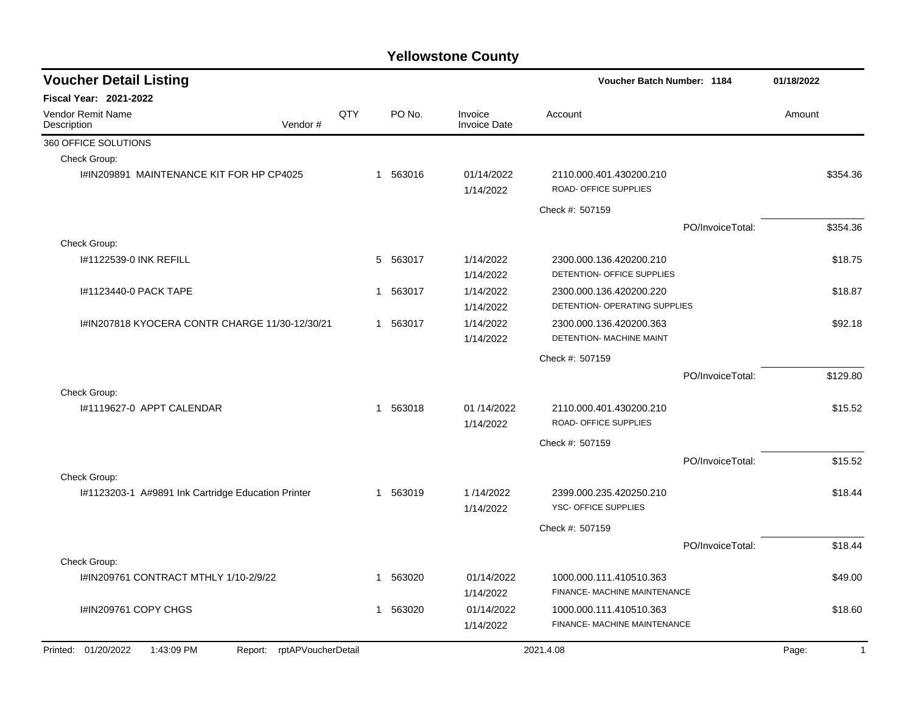# Yellowstone County

## Voucher Detail Listing

**Voucher Batch Number: 1184** — 01/18/2022

**Fiscal Year: 2021-2022**

| Vendor Remit Name / Description | Vendor # | QTY | PO No. | Invoice / Invoice Date | Account | Amount |
|---|---|---|---|---|---|---|
| 360 OFFICE SOLUTIONS | | | | | | |
| Check Group: | | | | | | |
| I#IN209891 MAINTENANCE KIT FOR HP CP4025 | | 1 | 563016 | 01/14/2022<br>1/14/2022 | 2110.000.401.430200.210<br>ROAD- OFFICE SUPPLIES | $354.36 |
| | | | | | Check #: 507159 | |
| | | | | | PO/InvoiceTotal: | $354.36 |
| Check Group: | | | | | | |
| I#1122539-0 INK REFILL | | 5 | 563017 | 1/14/2022<br>1/14/2022 | 2300.000.136.420200.210<br>DETENTION- OFFICE SUPPLIES | $18.75 |
| I#1123440-0 PACK TAPE | | 1 | 563017 | 1/14/2022<br>1/14/2022 | 2300.000.136.420200.220<br>DETENTION- OPERATING SUPPLIES | $18.87 |
| I#IN207818 KYOCERA CONTR CHARGE 11/30-12/30/21 | | 1 | 563017 | 1/14/2022<br>1/14/2022 | 2300.000.136.420200.363<br>DETENTION- MACHINE MAINT | $92.18 |
| | | | | | Check #: 507159 | |
| | | | | | PO/InvoiceTotal: | $129.80 |
| Check Group: | | | | | | |
| I#1119627-0 APPT CALENDAR | | 1 | 563018 | 01 /14/2022<br>1/14/2022 | 2110.000.401.430200.210<br>ROAD- OFFICE SUPPLIES | $15.52 |
| | | | | | Check #: 507159 | |
| | | | | | PO/InvoiceTotal: | $15.52 |
| Check Group: | | | | | | |
| I#1123203-1 A#9891 Ink Cartridge Education Printer | | 1 | 563019 | 1 /14/2022<br>1/14/2022 | 2399.000.235.420250.210<br>YSC- OFFICE SUPPLIES | $18.44 |
| | | | | | Check #: 507159 | |
| | | | | | PO/InvoiceTotal: | $18.44 |
| Check Group: | | | | | | |
| I#IN209761 CONTRACT MTHLY 1/10-2/9/22 | | 1 | 563020 | 01/14/2022<br>1/14/2022 | 1000.000.111.410510.363<br>FINANCE- MACHINE MAINTENANCE | $49.00 |
| I#IN209761 COPY CHGS | | 1 | 563020 | 01/14/2022<br>1/14/2022 | 1000.000.111.410510.363<br>FINANCE- MACHINE MAINTENANCE | $18.60 |

Printed: 01/20/2022 1:43:09 PM Report: rptAPVoucherDetail 2021.4.08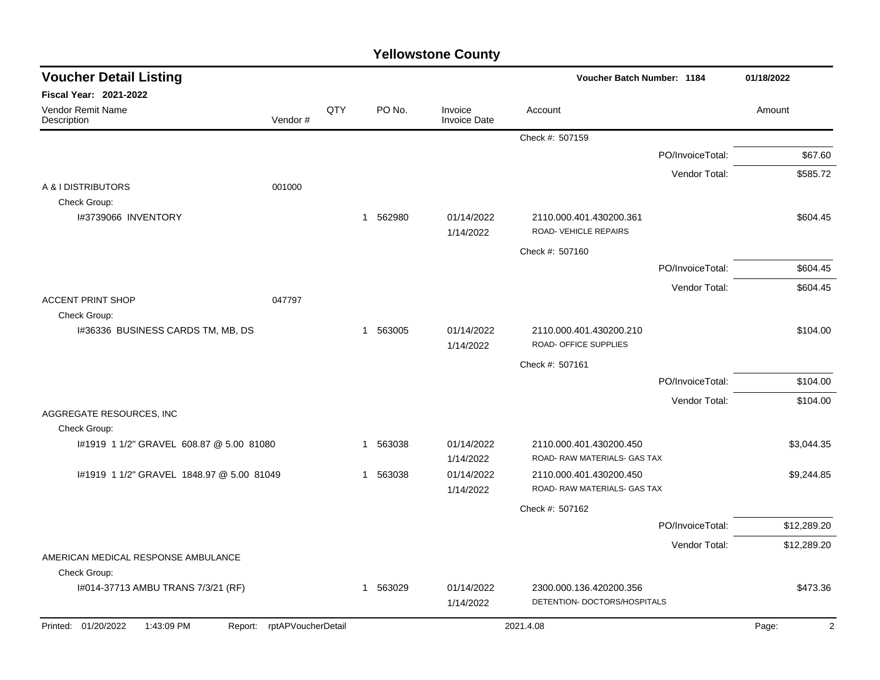# Yellowstone County

## Voucher Detail Listing

**Voucher Batch Number: 1184** 01/18/2022

**Fiscal Year: 2021-2022**

| Vendor Remit Name / Description | Vendor # | QTY | PO No. | Invoice / Invoice Date | Account | Amount |
|---|---|---|---|---|---|---|
| | | | | | Check #: 507159 | |
| | | | | | PO/InvoiceTotal: | $67.60 |
| | | | | | Vendor Total: | $585.72 |
| A & I DISTRIBUTORS | 001000 | | | | | |
| Check Group: | | | | | | |
| I#3739066 INVENTORY | | 1 | 562980 | 01/14/2022 1/14/2022 | 2110.000.401.430200.361 ROAD- VEHICLE REPAIRS | $604.45 |
| | | | | | Check #: 507160 | |
| | | | | | PO/InvoiceTotal: | $604.45 |
| | | | | | Vendor Total: | $604.45 |
| ACCENT PRINT SHOP | 047797 | | | | | |
| Check Group: | | | | | | |
| I#36336 BUSINESS CARDS TM, MB, DS | | 1 | 563005 | 01/14/2022 1/14/2022 | 2110.000.401.430200.210 ROAD- OFFICE SUPPLIES | $104.00 |
| | | | | | Check #: 507161 | |
| | | | | | PO/InvoiceTotal: | $104.00 |
| | | | | | Vendor Total: | $104.00 |
| AGGREGATE RESOURCES, INC | | | | | | |
| Check Group: | | | | | | |
| I#1919 1 1/2" GRAVEL 608.87 @ 5.00 81080 | | 1 | 563038 | 01/14/2022 1/14/2022 | 2110.000.401.430200.450 ROAD- RAW MATERIALS- GAS TAX | $3,044.35 |
| I#1919 1 1/2" GRAVEL 1848.97 @ 5.00 81049 | | 1 | 563038 | 01/14/2022 1/14/2022 | 2110.000.401.430200.450 ROAD- RAW MATERIALS- GAS TAX | $9,244.85 |
| | | | | | Check #: 507162 | |
| | | | | | PO/InvoiceTotal: | $12,289.20 |
| | | | | | Vendor Total: | $12,289.20 |
| AMERICAN MEDICAL RESPONSE AMBULANCE | | | | | | |
| Check Group: | | | | | | |
| I#014-37713 AMBU TRANS 7/3/21 (RF) | | 1 | 563029 | 01/14/2022 1/14/2022 | 2300.000.136.420200.356 DETENTION- DOCTORS/HOSPITALS | $473.36 |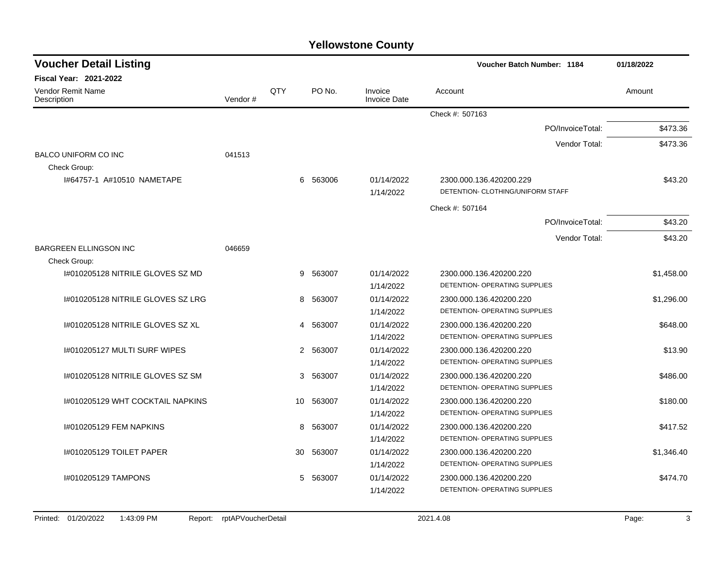# Yellowstone County

## Voucher Detail Listing

**Voucher Batch Number: 1184** 01/18/2022

**Fiscal Year: 2021-2022**

| Vendor Remit Name / Description | Vendor # | QTY | PO No. | Invoice / Invoice Date | Account | Amount |
|---|---|---|---|---|---|---|
| | | | | | Check #: 507163 | |
| | | | | | PO/InvoiceTotal: | $473.36 |
| | | | | | Vendor Total: | $473.36 |
| BALCO UNIFORM CO INC | 041513 | | | | | |
| Check Group: | | | | | | |
| I#64757-1 A#10510 NAMETAPE | | 6 | 563006 | 01/14/2022 1/14/2022 | 2300.000.136.420200.229 DETENTION- CLOTHING/UNIFORM STAFF | $43.20 |
| | | | | | Check #: 507164 | |
| | | | | | PO/InvoiceTotal: | $43.20 |
| | | | | | Vendor Total: | $43.20 |
| BARGREEN ELLINGSON INC | 046659 | | | | | |
| Check Group: | | | | | | |
| I#010205128 NITRILE GLOVES SZ MD | | 9 | 563007 | 01/14/2022 1/14/2022 | 2300.000.136.420200.220 DETENTION- OPERATING SUPPLIES | $1,458.00 |
| I#010205128 NITRILE GLOVES SZ LRG | | 8 | 563007 | 01/14/2022 1/14/2022 | 2300.000.136.420200.220 DETENTION- OPERATING SUPPLIES | $1,296.00 |
| I#010205128 NITRILE GLOVES SZ XL | | 4 | 563007 | 01/14/2022 1/14/2022 | 2300.000.136.420200.220 DETENTION- OPERATING SUPPLIES | $648.00 |
| I#010205127 MULTI SURF WIPES | | 2 | 563007 | 01/14/2022 1/14/2022 | 2300.000.136.420200.220 DETENTION- OPERATING SUPPLIES | $13.90 |
| I#010205128 NITRILE GLOVES SZ SM | | 3 | 563007 | 01/14/2022 1/14/2022 | 2300.000.136.420200.220 DETENTION- OPERATING SUPPLIES | $486.00 |
| I#010205129 WHT COCKTAIL NAPKINS | | 10 | 563007 | 01/14/2022 1/14/2022 | 2300.000.136.420200.220 DETENTION- OPERATING SUPPLIES | $180.00 |
| I#010205129 FEM NAPKINS | | 8 | 563007 | 01/14/2022 1/14/2022 | 2300.000.136.420200.220 DETENTION- OPERATING SUPPLIES | $417.52 |
| I#010205129 TOILET PAPER | | 30 | 563007 | 01/14/2022 1/14/2022 | 2300.000.136.420200.220 DETENTION- OPERATING SUPPLIES | $1,346.40 |
| I#010205129 TAMPONS | | 5 | 563007 | 01/14/2022 1/14/2022 | 2300.000.136.420200.220 DETENTION- OPERATING SUPPLIES | $474.70 |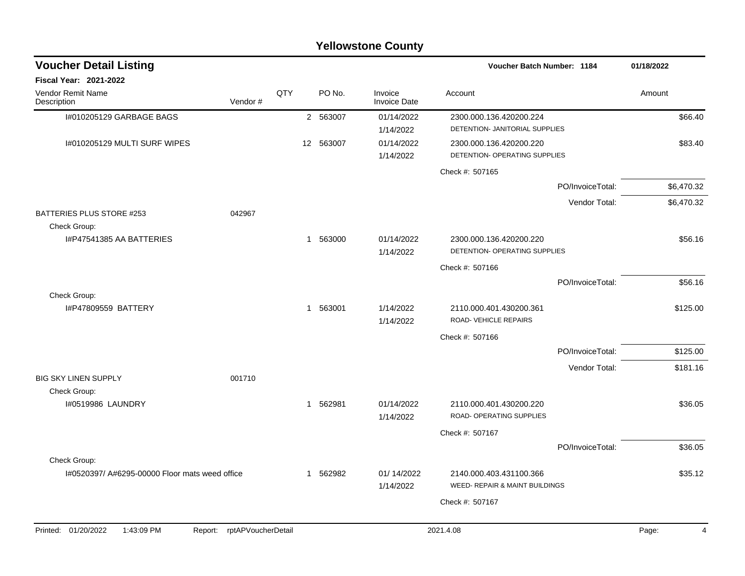# Yellowstone County

## Voucher Detail Listing

**Voucher Batch Number: 1184** | **01/18/2022**

**Fiscal Year: 2021-2022**

| Vendor Remit Name / Description | Vendor # | QTY | PO No. | Invoice / Invoice Date | Account | Amount |
|---|---|---|---|---|---|---|
| I#010205129 GARBAGE BAGS | | 2 | 563007 | 01/14/2022<br>1/14/2022 | 2300.000.136.420200.224<br>DETENTION- JANITORIAL SUPPLIES | $66.40 |
| I#010205129 MULTI SURF WIPES | | 12 | 563007 | 01/14/2022<br>1/14/2022 | 2300.000.136.420200.220<br>DETENTION- OPERATING SUPPLIES | $83.40 |
| | | | | | Check #: 507165 | |
| | | | | | PO/InvoiceTotal: | $6,470.32 |
| | | | | | Vendor Total: | $6,470.32 |
| BATTERIES PLUS STORE #253 | 042967 | | | | | |
| Check Group: | | | | | | |
| I#P47541385 AA BATTERIES | | 1 | 563000 | 01/14/2022<br>1/14/2022 | 2300.000.136.420200.220<br>DETENTION- OPERATING SUPPLIES | $56.16 |
| | | | | | Check #: 507166 | |
| | | | | | PO/InvoiceTotal: | $56.16 |
| Check Group: | | | | | | |
| I#P47809559 BATTERY | | 1 | 563001 | 1/14/2022<br>1/14/2022 | 2110.000.401.430200.361<br>ROAD- VEHICLE REPAIRS | $125.00 |
| | | | | | Check #: 507166 | |
| | | | | | PO/InvoiceTotal: | $125.00 |
| | | | | | Vendor Total: | $181.16 |
| BIG SKY LINEN SUPPLY | 001710 | | | | | |
| Check Group: | | | | | | |
| I#0519986 LAUNDRY | | 1 | 562981 | 01/14/2022<br>1/14/2022 | 2110.000.401.430200.220<br>ROAD- OPERATING SUPPLIES | $36.05 |
| | | | | | Check #: 507167 | |
| | | | | | PO/InvoiceTotal: | $36.05 |
| Check Group: | | | | | | |
| I#0520397/ A#6295-00000 Floor mats weed office | | 1 | 562982 | 01/ 14/2022<br>1/14/2022 | 2140.000.403.431100.366<br>WEED- REPAIR & MAINT BUILDINGS | $35.12 |
| | | | | | Check #: 507167 | |

Printed: 01/20/2022 1:43:09 PM Report: rptAPVoucherDetail 2021.4.08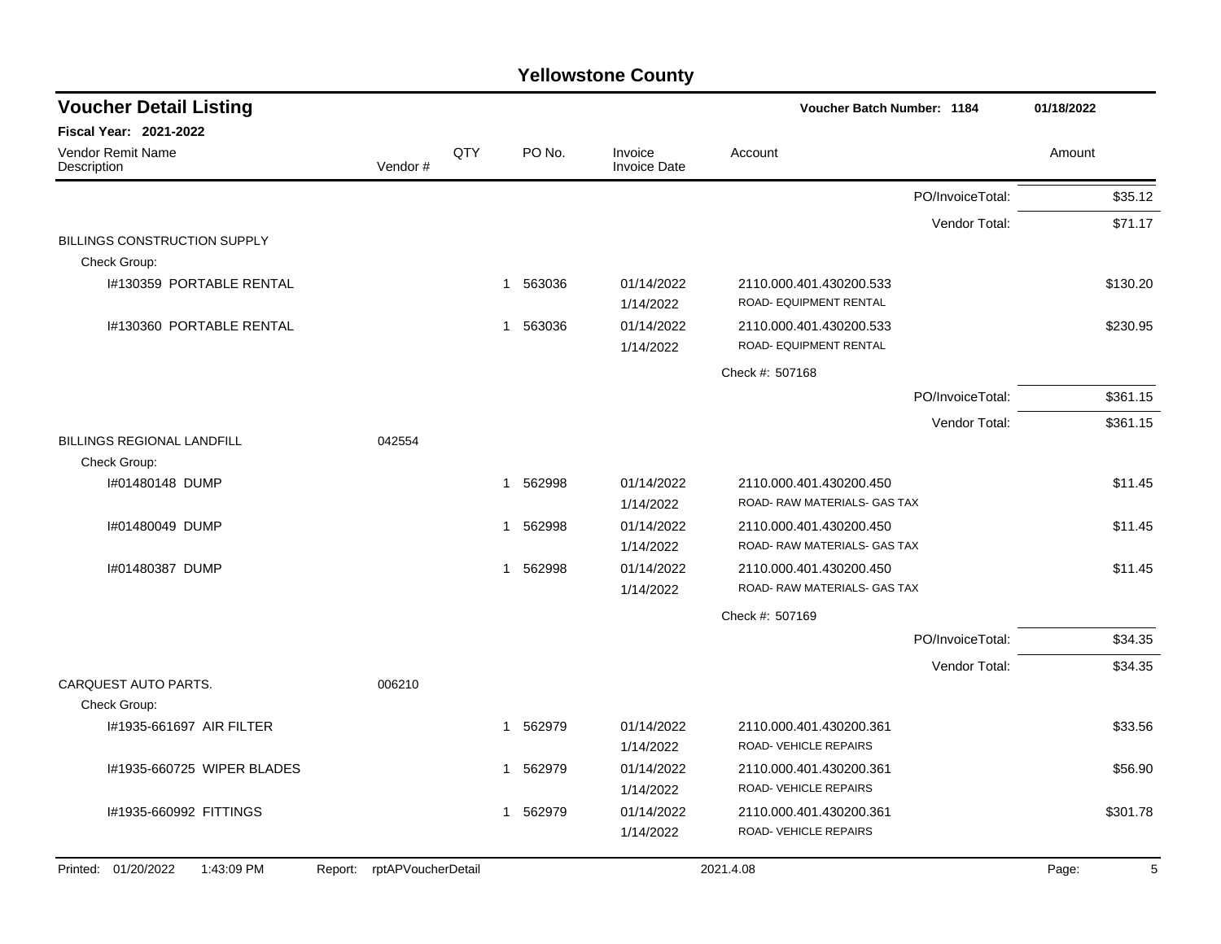# Yellowstone County

## Voucher Detail Listing

**Voucher Batch Number: 1184** — 01/18/2022

**Fiscal Year: 2021-2022**

| Vendor Remit Name / Description | Vendor # | QTY | PO No. | Invoice / Invoice Date | Account | Amount |
|---|---|---|---|---|---|---|
| | | | | | PO/InvoiceTotal: | $35.12 |
| | | | | | Vendor Total: | $71.17 |
| BILLINGS CONSTRUCTION SUPPLY | | | | | | |
| Check Group: | | | | | | |
| I#130359 PORTABLE RENTAL | | 1 | 563036 | 01/14/2022 1/14/2022 | 2110.000.401.430200.533 ROAD- EQUIPMENT RENTAL | $130.20 |
| I#130360 PORTABLE RENTAL | | 1 | 563036 | 01/14/2022 1/14/2022 | 2110.000.401.430200.533 ROAD- EQUIPMENT RENTAL | $230.95 |
| | | | | | Check #: 507168 | |
| | | | | | PO/InvoiceTotal: | $361.15 |
| | | | | | Vendor Total: | $361.15 |
| BILLINGS REGIONAL LANDFILL | 042554 | | | | | |
| Check Group: | | | | | | |
| I#01480148 DUMP | | 1 | 562998 | 01/14/2022 1/14/2022 | 2110.000.401.430200.450 ROAD- RAW MATERIALS- GAS TAX | $11.45 |
| I#01480049 DUMP | | 1 | 562998 | 01/14/2022 1/14/2022 | 2110.000.401.430200.450 ROAD- RAW MATERIALS- GAS TAX | $11.45 |
| I#01480387 DUMP | | 1 | 562998 | 01/14/2022 1/14/2022 | 2110.000.401.430200.450 ROAD- RAW MATERIALS- GAS TAX | $11.45 |
| | | | | | Check #: 507169 | |
| | | | | | PO/InvoiceTotal: | $34.35 |
| | | | | | Vendor Total: | $34.35 |
| CARQUEST AUTO PARTS. | 006210 | | | | | |
| Check Group: | | | | | | |
| I#1935-661697 AIR FILTER | | 1 | 562979 | 01/14/2022 1/14/2022 | 2110.000.401.430200.361 ROAD- VEHICLE REPAIRS | $33.56 |
| I#1935-660725 WIPER BLADES | | 1 | 562979 | 01/14/2022 1/14/2022 | 2110.000.401.430200.361 ROAD- VEHICLE REPAIRS | $56.90 |
| I#1935-660992 FITTINGS | | 1 | 562979 | 01/14/2022 1/14/2022 | 2110.000.401.430200.361 ROAD- VEHICLE REPAIRS | $301.78 |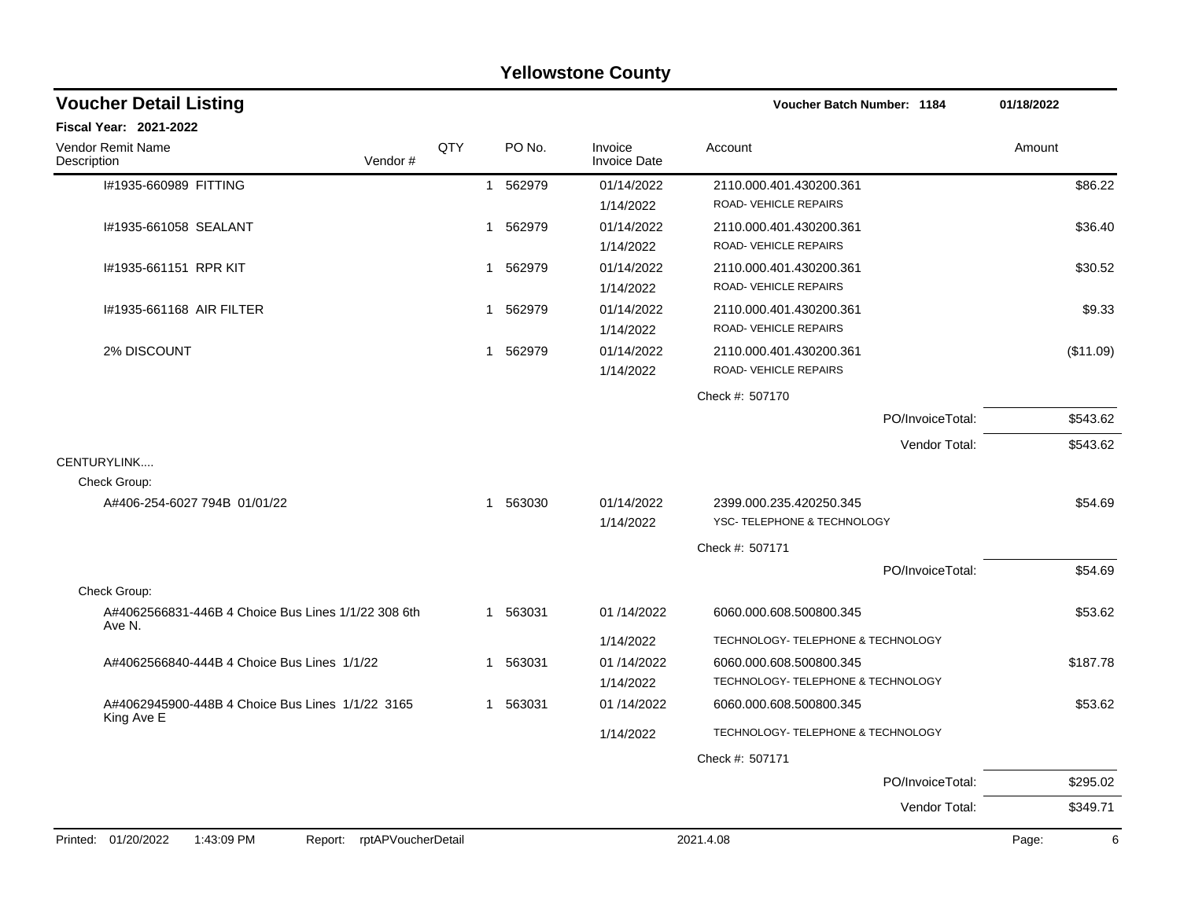## Yellowstone County

## Voucher Detail Listing

**Voucher Batch Number: 1184** | 01/18/2022

**Fiscal Year: 2021-2022**

| Vendor Remit Name / Description | Vendor # | QTY | PO No. | Invoice / Invoice Date | Account | Amount |
|---|---|---|---|---|---|---|
| I#1935-660989 FITTING | | 1 | 562979 | 01/14/2022<br>1/14/2022 | 2110.000.401.430200.361<br>ROAD- VEHICLE REPAIRS | $86.22 |
| I#1935-661058 SEALANT | | 1 | 562979 | 01/14/2022<br>1/14/2022 | 2110.000.401.430200.361<br>ROAD- VEHICLE REPAIRS | $36.40 |
| I#1935-661151 RPR KIT | | 1 | 562979 | 01/14/2022<br>1/14/2022 | 2110.000.401.430200.361<br>ROAD- VEHICLE REPAIRS | $30.52 |
| I#1935-661168 AIR FILTER | | 1 | 562979 | 01/14/2022<br>1/14/2022 | 2110.000.401.430200.361<br>ROAD- VEHICLE REPAIRS | $9.33 |
| 2% DISCOUNT | | 1 | 562979 | 01/14/2022<br>1/14/2022 | 2110.000.401.430200.361<br>ROAD- VEHICLE REPAIRS | ($11.09) |
| | | | | | Check #: 507170 | |
| | | | | | PO/InvoiceTotal: | $543.62 |
| | | | | | Vendor Total: | $543.62 |
| CENTURYLINK.... | | | | | | |
| Check Group: | | | | | | |
| A#406-254-6027 794B 01/01/22 | | 1 | 563030 | 01/14/2022<br>1/14/2022 | 2399.000.235.420250.345<br>YSC- TELEPHONE & TECHNOLOGY | $54.69 |
| | | | | | Check #: 507171 | |
| | | | | | PO/InvoiceTotal: | $54.69 |
| Check Group: | | | | | | |
| A#4062566831-446B 4 Choice Bus Lines 1/1/22 308 6th Ave N. | | 1 | 563031 | 01 /14/2022<br>1/14/2022 | 6060.000.608.500800.345<br>TECHNOLOGY- TELEPHONE & TECHNOLOGY | $53.62 |
| A#4062566840-444B 4 Choice Bus Lines 1/1/22 | | 1 | 563031 | 01 /14/2022<br>1/14/2022 | 6060.000.608.500800.345<br>TECHNOLOGY- TELEPHONE & TECHNOLOGY | $187.78 |
| A#4062945900-448B 4 Choice Bus Lines 1/1/22 3165 King Ave E | | 1 | 563031 | 01 /14/2022<br>1/14/2022 | 6060.000.608.500800.345<br>TECHNOLOGY- TELEPHONE & TECHNOLOGY | $53.62 |
| | | | | | Check #: 507171 | |
| | | | | | PO/InvoiceTotal: | $295.02 |
| | | | | | Vendor Total: | $349.71 |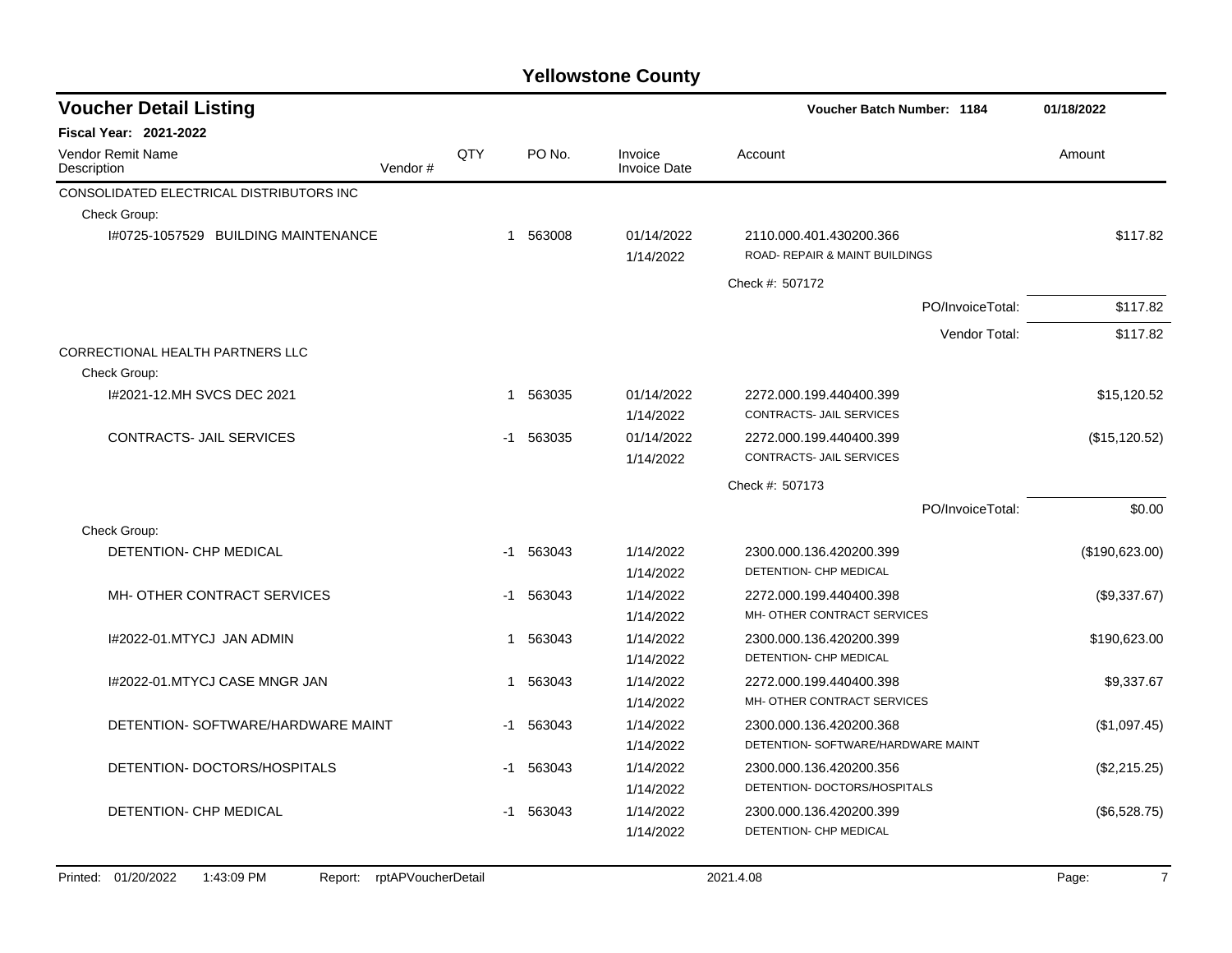# Yellowstone County

## Voucher Detail Listing

**Voucher Batch Number: 1184** | 01/18/2022

**Fiscal Year: 2021-2022**

| Vendor Remit Name / Description | Vendor # | QTY | PO No. | Invoice / Invoice Date | Account | Amount |
|---|---|---|---|---|---|---|
| CONSOLIDATED ELECTRICAL DISTRIBUTORS INC | | | | | | |
| Check Group: | | | | | | |
| I#0725-1057529 BUILDING MAINTENANCE | | 1 | 563008 | 01/14/2022<br>1/14/2022 | 2110.000.401.430200.366<br>ROAD- REPAIR & MAINT BUILDINGS | $117.82 |
| | | | | | Check #: 507172 | |
| | | | | | PO/InvoiceTotal: | $117.82 |
| | | | | | Vendor Total: | $117.82 |
| CORRECTIONAL HEALTH PARTNERS LLC | | | | | | |
| Check Group: | | | | | | |
| I#2021-12.MH SVCS DEC 2021 | | 1 | 563035 | 01/14/2022<br>1/14/2022 | 2272.000.199.440400.399<br>CONTRACTS- JAIL SERVICES | $15,120.52 |
| CONTRACTS- JAIL SERVICES | | -1 | 563035 | 01/14/2022<br>1/14/2022 | 2272.000.199.440400.399<br>CONTRACTS- JAIL SERVICES | ($15,120.52) |
| | | | | | Check #: 507173 | |
| | | | | | PO/InvoiceTotal: | $0.00 |
| Check Group: | | | | | | |
| DETENTION- CHP MEDICAL | | -1 | 563043 | 1/14/2022<br>1/14/2022 | 2300.000.136.420200.399<br>DETENTION- CHP MEDICAL | ($190,623.00) |
| MH- OTHER CONTRACT SERVICES | | -1 | 563043 | 1/14/2022<br>1/14/2022 | 2272.000.199.440400.398<br>MH- OTHER CONTRACT SERVICES | ($9,337.67) |
| I#2022-01.MTYCJ JAN ADMIN | | 1 | 563043 | 1/14/2022<br>1/14/2022 | 2300.000.136.420200.399<br>DETENTION- CHP MEDICAL | $190,623.00 |
| I#2022-01.MTYCJ CASE MNGR JAN | | 1 | 563043 | 1/14/2022<br>1/14/2022 | 2272.000.199.440400.398<br>MH- OTHER CONTRACT SERVICES | $9,337.67 |
| DETENTION- SOFTWARE/HARDWARE MAINT | | -1 | 563043 | 1/14/2022<br>1/14/2022 | 2300.000.136.420200.368<br>DETENTION- SOFTWARE/HARDWARE MAINT | ($1,097.45) |
| DETENTION- DOCTORS/HOSPITALS | | -1 | 563043 | 1/14/2022<br>1/14/2022 | 2300.000.136.420200.356<br>DETENTION- DOCTORS/HOSPITALS | ($2,215.25) |
| DETENTION- CHP MEDICAL | | -1 | 563043 | 1/14/2022<br>1/14/2022 | 2300.000.136.420200.399<br>DETENTION- CHP MEDICAL | ($6,528.75) |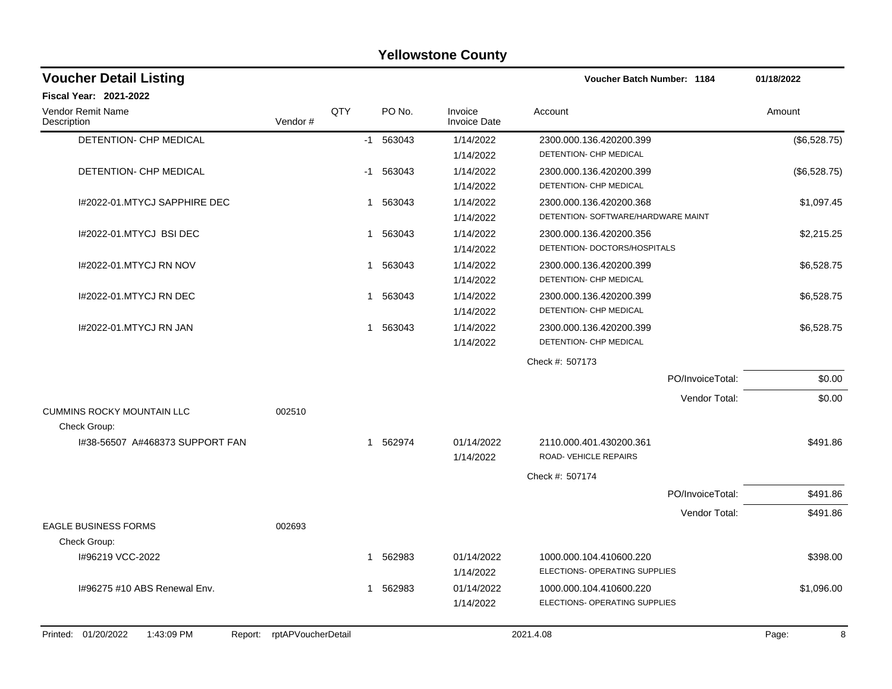# Yellowstone County

## Voucher Detail Listing

**Voucher Batch Number: 1184** 01/18/2022

**Fiscal Year: 2021-2022**

| Vendor Remit Name / Description | Vendor # | QTY | PO No. | Invoice / Invoice Date | Account | Amount |
|---|---|---|---|---|---|---|
| DETENTION- CHP MEDICAL | | -1 | 563043 | 1/14/2022<br>1/14/2022 | 2300.000.136.420200.399<br>DETENTION- CHP MEDICAL | ($6,528.75) |
| DETENTION- CHP MEDICAL | | -1 | 563043 | 1/14/2022<br>1/14/2022 | 2300.000.136.420200.399<br>DETENTION- CHP MEDICAL | ($6,528.75) |
| I#2022-01.MTYCJ SAPPHIRE DEC | | 1 | 563043 | 1/14/2022<br>1/14/2022 | 2300.000.136.420200.368<br>DETENTION- SOFTWARE/HARDWARE MAINT | $1,097.45 |
| I#2022-01.MTYCJ BSI DEC | | 1 | 563043 | 1/14/2022<br>1/14/2022 | 2300.000.136.420200.356<br>DETENTION- DOCTORS/HOSPITALS | $2,215.25 |
| I#2022-01.MTYCJ RN NOV | | 1 | 563043 | 1/14/2022<br>1/14/2022 | 2300.000.136.420200.399<br>DETENTION- CHP MEDICAL | $6,528.75 |
| I#2022-01.MTYCJ RN DEC | | 1 | 563043 | 1/14/2022<br>1/14/2022 | 2300.000.136.420200.399<br>DETENTION- CHP MEDICAL | $6,528.75 |
| I#2022-01.MTYCJ RN JAN | | 1 | 563043 | 1/14/2022<br>1/14/2022 | 2300.000.136.420200.399<br>DETENTION- CHP MEDICAL | $6,528.75 |
| | | | | | Check #: 507173 | |
| | | | | | PO/InvoiceTotal: | $0.00 |
| | | | | | Vendor Total: | $0.00 |
| CUMMINS ROCKY MOUNTAIN LLC | 002510 | | | | | |
| Check Group: | | | | | | |
| I#38-56507 A#468373 SUPPORT FAN | | 1 | 562974 | 01/14/2022<br>1/14/2022 | 2110.000.401.430200.361<br>ROAD- VEHICLE REPAIRS | $491.86 |
| | | | | | Check #: 507174 | |
| | | | | | PO/InvoiceTotal: | $491.86 |
| | | | | | Vendor Total: | $491.86 |
| EAGLE BUSINESS FORMS | 002693 | | | | | |
| Check Group: | | | | | | |
| I#96219 VCC-2022 | | 1 | 562983 | 01/14/2022<br>1/14/2022 | 1000.000.104.410600.220<br>ELECTIONS- OPERATING SUPPLIES | $398.00 |
| I#96275 #10 ABS Renewal Env. | | 1 | 562983 | 01/14/2022<br>1/14/2022 | 1000.000.104.410600.220<br>ELECTIONS- OPERATING SUPPLIES | $1,096.00 |

Printed: 01/20/2022 1:43:09 PM Report: rptAPVoucherDetail 2021.4.08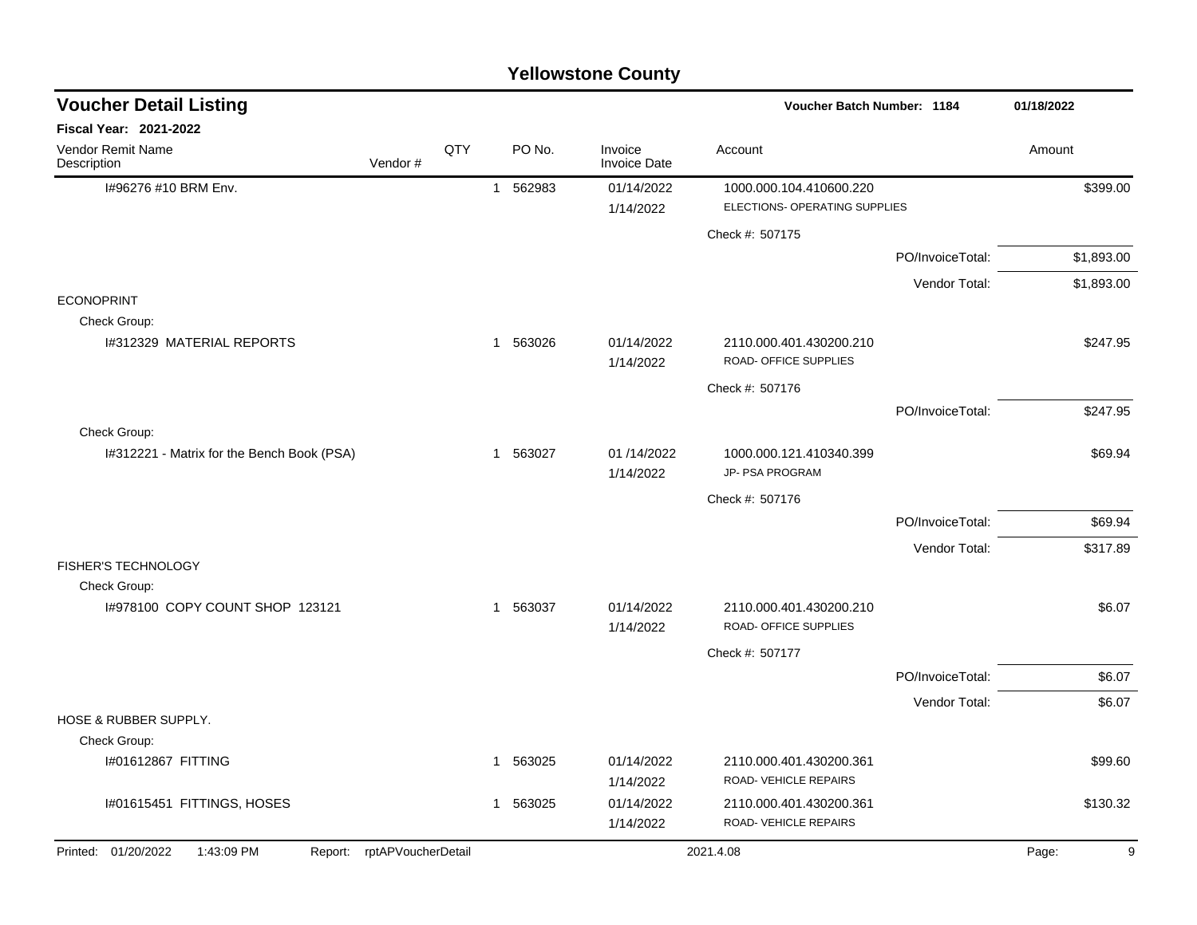## Yellowstone County

### Voucher Detail Listing

**Voucher Batch Number: 1184** — 01/18/2022

**Fiscal Year: 2021-2022**

| Vendor Remit Name / Description | Vendor # | QTY | PO No. | Invoice / Invoice Date | Account | Amount |
|---|---|---|---|---|---|---|
| I#96276 #10 BRM Env. | | 1 | 562983 | 01/14/2022<br>1/14/2022 | 1000.000.104.410600.220<br>ELECTIONS- OPERATING SUPPLIES | $399.00 |
| | | | | | Check #: 507175 | |
| | | | | | PO/InvoiceTotal: | $1,893.00 |
| | | | | | Vendor Total: | $1,893.00 |
| ECONOPRINT | | | | | | |
| Check Group: | | | | | | |
| I#312329 MATERIAL REPORTS | | 1 | 563026 | 01/14/2022<br>1/14/2022 | 2110.000.401.430200.210<br>ROAD- OFFICE SUPPLIES | $247.95 |
| | | | | | Check #: 507176 | |
| | | | | | PO/InvoiceTotal: | $247.95 |
| Check Group: | | | | | | |
| I#312221 - Matrix for the Bench Book (PSA) | | 1 | 563027 | 01 /14/2022<br>1/14/2022 | 1000.000.121.410340.399<br>JP- PSA PROGRAM | $69.94 |
| | | | | | Check #: 507176 | |
| | | | | | PO/InvoiceTotal: | $69.94 |
| | | | | | Vendor Total: | $317.89 |
| FISHER'S TECHNOLOGY | | | | | | |
| Check Group: | | | | | | |
| I#978100 COPY COUNT SHOP 123121 | | 1 | 563037 | 01/14/2022<br>1/14/2022 | 2110.000.401.430200.210<br>ROAD- OFFICE SUPPLIES | $6.07 |
| | | | | | Check #: 507177 | |
| | | | | | PO/InvoiceTotal: | $6.07 |
| | | | | | Vendor Total: | $6.07 |
| HOSE & RUBBER SUPPLY. | | | | | | |
| Check Group: | | | | | | |
| I#01612867 FITTING | | 1 | 563025 | 01/14/2022<br>1/14/2022 | 2110.000.401.430200.361<br>ROAD- VEHICLE REPAIRS | $99.60 |
| I#01615451 FITTINGS, HOSES | | 1 | 563025 | 01/14/2022<br>1/14/2022 | 2110.000.401.430200.361<br>ROAD- VEHICLE REPAIRS | $130.32 |

Printed: 01/20/2022 1:43:09 PM Report: rptAPVoucherDetail 2021.4.08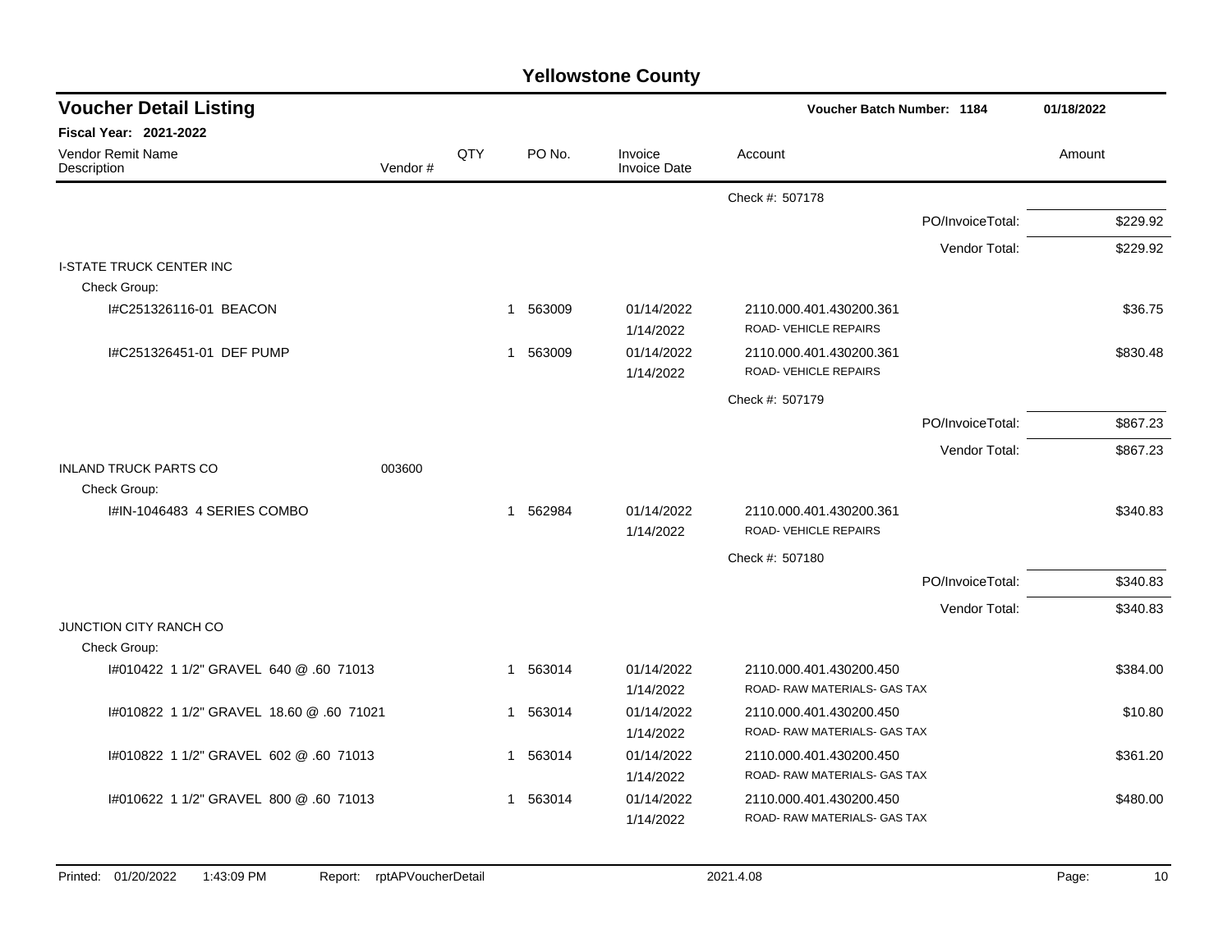# Yellowstone County

## Voucher Detail Listing

**Voucher Batch Number: 1184** 01/18/2022

**Fiscal Year: 2021-2022**

| Vendor Remit Name / Description | Vendor # | QTY | PO No. | Invoice / Invoice Date | Account | Amount |
|---|---|---|---|---|---|---|
| | | | | | Check #: 507178 | |
| | | | | | PO/InvoiceTotal: | $229.92 |
| | | | | | Vendor Total: | $229.92 |
| I-STATE TRUCK CENTER INC | | | | | | |
| Check Group: | | | | | | |
| I#C251326116-01 BEACON | | 1 | 563009 | 01/14/2022<br>1/14/2022 | 2110.000.401.430200.361<br>ROAD- VEHICLE REPAIRS | $36.75 |
| I#C251326451-01 DEF PUMP | | 1 | 563009 | 01/14/2022<br>1/14/2022 | 2110.000.401.430200.361<br>ROAD- VEHICLE REPAIRS | $830.48 |
| | | | | | Check #: 507179 | |
| | | | | | PO/InvoiceTotal: | $867.23 |
| | | | | | Vendor Total: | $867.23 |
| INLAND TRUCK PARTS CO | 003600 | | | | | |
| Check Group: | | | | | | |
| I#IN-1046483 4 SERIES COMBO | | 1 | 562984 | 01/14/2022<br>1/14/2022 | 2110.000.401.430200.361<br>ROAD- VEHICLE REPAIRS | $340.83 |
| | | | | | Check #: 507180 | |
| | | | | | PO/InvoiceTotal: | $340.83 |
| | | | | | Vendor Total: | $340.83 |
| JUNCTION CITY RANCH CO | | | | | | |
| Check Group: | | | | | | |
| I#010422 1 1/2" GRAVEL 640 @ .60 71013 | | 1 | 563014 | 01/14/2022<br>1/14/2022 | 2110.000.401.430200.450<br>ROAD- RAW MATERIALS- GAS TAX | $384.00 |
| I#010822 1 1/2" GRAVEL 18.60 @ .60 71021 | | 1 | 563014 | 01/14/2022<br>1/14/2022 | 2110.000.401.430200.450<br>ROAD- RAW MATERIALS- GAS TAX | $10.80 |
| I#010822 1 1/2" GRAVEL 602 @ .60 71013 | | 1 | 563014 | 01/14/2022<br>1/14/2022 | 2110.000.401.430200.450<br>ROAD- RAW MATERIALS- GAS TAX | $361.20 |
| I#010622 1 1/2" GRAVEL 800 @ .60 71013 | | 1 | 563014 | 01/14/2022<br>1/14/2022 | 2110.000.401.430200.450<br>ROAD- RAW MATERIALS- GAS TAX | $480.00 |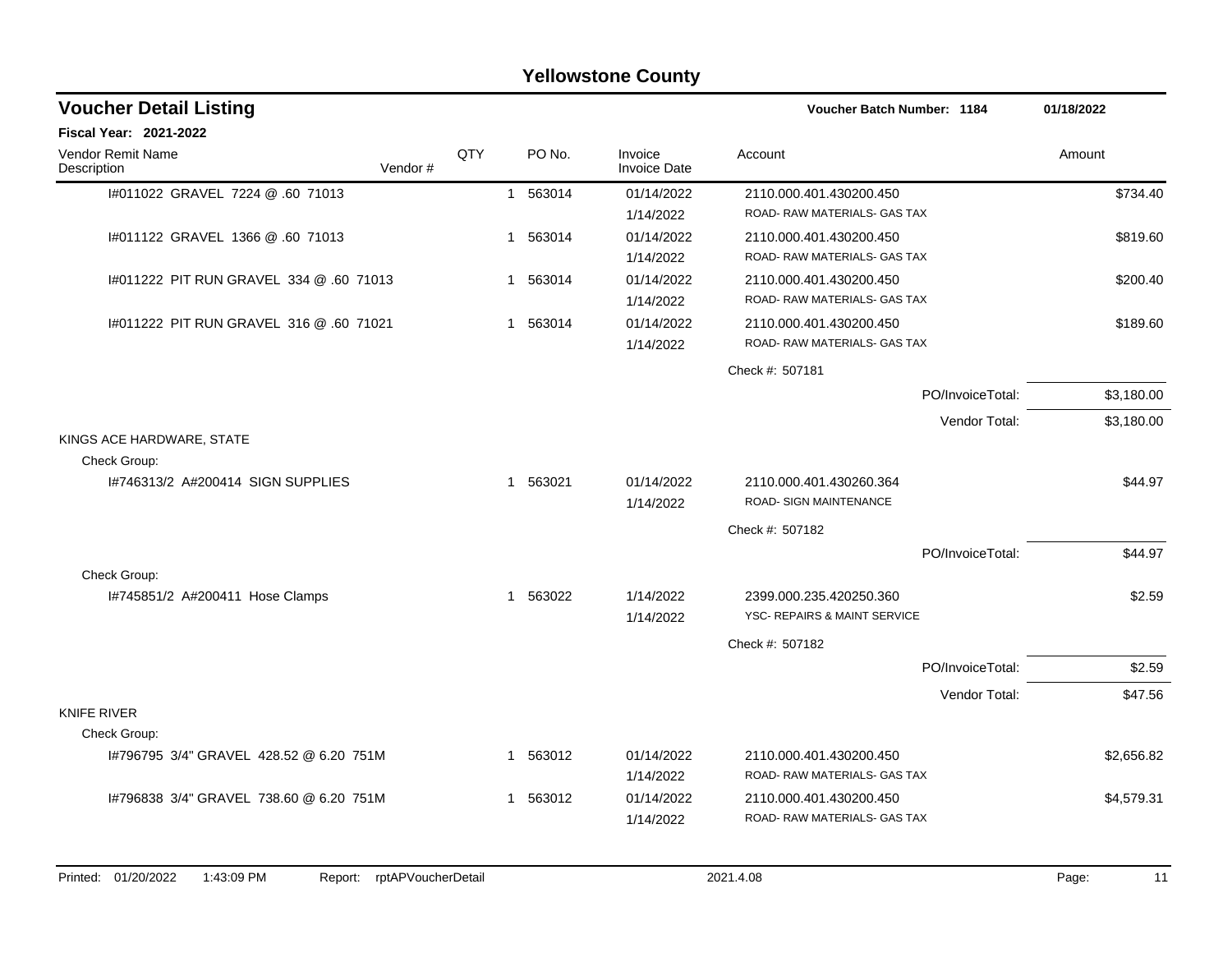# Yellowstone County

## Voucher Detail Listing

**Voucher Batch Number: 1184** 01/18/2022

**Fiscal Year: 2021-2022**

| Vendor Remit Name / Description | Vendor # | QTY | PO No. | Invoice / Invoice Date | Account | Amount |
|---|---|---|---|---|---|---|
| I#011022 GRAVEL 7224 @ .60 71013 | | 1 | 563014 | 01/14/2022<br>1/14/2022 | 2110.000.401.430200.450<br>ROAD- RAW MATERIALS- GAS TAX | $734.40 |
| I#011122 GRAVEL 1366 @ .60 71013 | | 1 | 563014 | 01/14/2022<br>1/14/2022 | 2110.000.401.430200.450<br>ROAD- RAW MATERIALS- GAS TAX | $819.60 |
| I#011222 PIT RUN GRAVEL 334 @ .60 71013 | | 1 | 563014 | 01/14/2022<br>1/14/2022 | 2110.000.401.430200.450<br>ROAD- RAW MATERIALS- GAS TAX | $200.40 |
| I#011222 PIT RUN GRAVEL 316 @ .60 71021 | | 1 | 563014 | 01/14/2022<br>1/14/2022 | 2110.000.401.430200.450<br>ROAD- RAW MATERIALS- GAS TAX | $189.60 |
| | | | | | Check #: 507181 | |
| | | | | | PO/InvoiceTotal: | $3,180.00 |
| | | | | | Vendor Total: | $3,180.00 |
| KINGS ACE HARDWARE, STATE | | | | | | |
| Check Group: | | | | | | |
| I#746313/2 A#200414 SIGN SUPPLIES | | 1 | 563021 | 01/14/2022<br>1/14/2022 | 2110.000.401.430260.364<br>ROAD- SIGN MAINTENANCE | $44.97 |
| | | | | | Check #: 507182 | |
| | | | | | PO/InvoiceTotal: | $44.97 |
| Check Group: | | | | | | |
| I#745851/2 A#200411 Hose Clamps | | 1 | 563022 | 1/14/2022<br>1/14/2022 | 2399.000.235.420250.360<br>YSC- REPAIRS & MAINT SERVICE | $2.59 |
| | | | | | Check #: 507182 | |
| | | | | | PO/InvoiceTotal: | $2.59 |
| | | | | | Vendor Total: | $47.56 |
| KNIFE RIVER | | | | | | |
| Check Group: | | | | | | |
| I#796795 3/4" GRAVEL 428.52 @ 6.20 751M | | 1 | 563012 | 01/14/2022<br>1/14/2022 | 2110.000.401.430200.450<br>ROAD- RAW MATERIALS- GAS TAX | $2,656.82 |
| I#796838 3/4" GRAVEL 738.60 @ 6.20 751M | | 1 | 563012 | 01/14/2022<br>1/14/2022 | 2110.000.401.430200.450<br>ROAD- RAW MATERIALS- GAS TAX | $4,579.31 |

Printed: 01/20/2022 1:43:09 PM Report: rptAPVoucherDetail 2021.4.08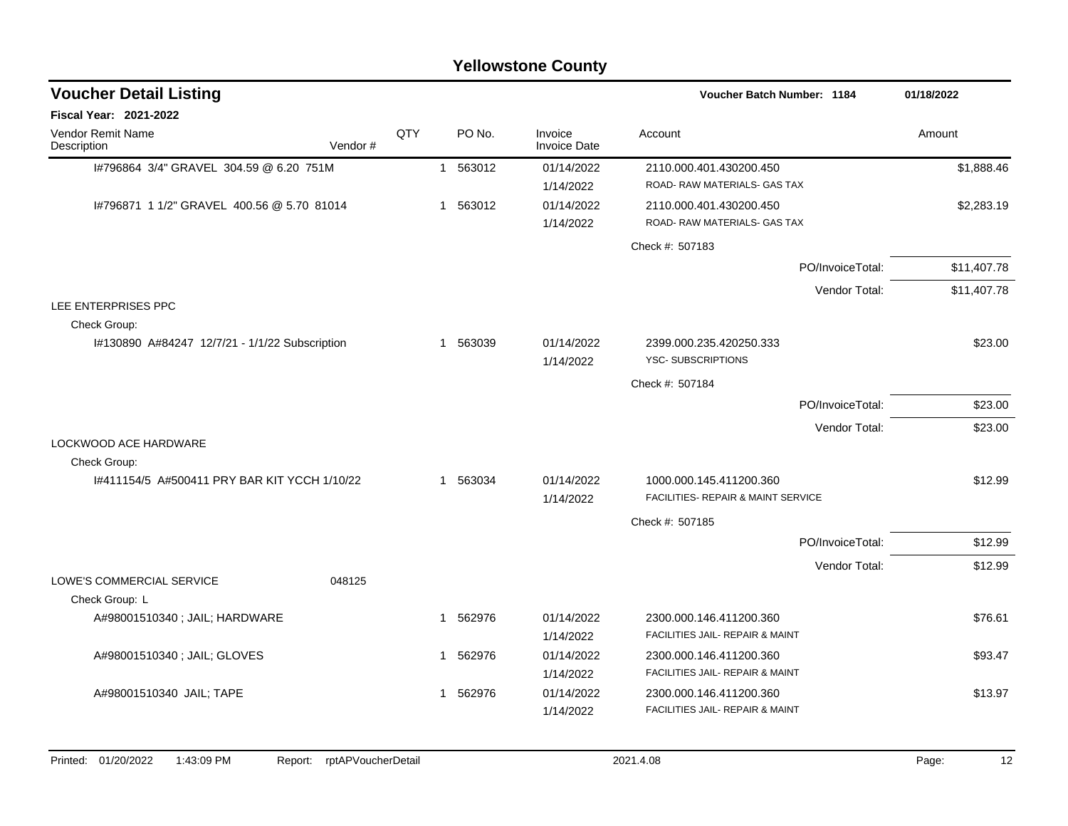# Yellowstone County

## Voucher Detail Listing

**Voucher Batch Number: 1184** — 01/18/2022

**Fiscal Year: 2021-2022**

| Vendor Remit Name / Description | Vendor # | QTY | PO No. | Invoice / Invoice Date | Account | Amount |
|---|---|---|---|---|---|---|
| I#796864 3/4" GRAVEL 304.59 @ 6.20 751M | | 1 | 563012 | 01/14/2022<br>1/14/2022 | 2110.000.401.430200.450<br>ROAD- RAW MATERIALS- GAS TAX | $1,888.46 |
| I#796871 1 1/2" GRAVEL 400.56 @ 5.70 81014 | | 1 | 563012 | 01/14/2022<br>1/14/2022 | 2110.000.401.430200.450<br>ROAD- RAW MATERIALS- GAS TAX | $2,283.19 |
| | | | | | Check #: 507183 | |
| | | | | | PO/InvoiceTotal: | $11,407.78 |
| | | | | | Vendor Total: | $11,407.78 |
| LEE ENTERPRISES PPC | | | | | | |
| Check Group: | | | | | | |
| I#130890 A#84247 12/7/21 - 1/1/22 Subscription | | 1 | 563039 | 01/14/2022<br>1/14/2022 | 2399.000.235.420250.333<br>YSC- SUBSCRIPTIONS | $23.00 |
| | | | | | Check #: 507184 | |
| | | | | | PO/InvoiceTotal: | $23.00 |
| | | | | | Vendor Total: | $23.00 |
| LOCKWOOD ACE HARDWARE | | | | | | |
| Check Group: | | | | | | |
| I#411154/5 A#500411 PRY BAR KIT YCCH 1/10/22 | | 1 | 563034 | 01/14/2022<br>1/14/2022 | 1000.000.145.411200.360<br>FACILITIES- REPAIR & MAINT SERVICE | $12.99 |
| | | | | | Check #: 507185 | |
| | | | | | PO/InvoiceTotal: | $12.99 |
| | | | | | Vendor Total: | $12.99 |
| LOWE'S COMMERCIAL SERVICE | 048125 | | | | | |
| Check Group: L | | | | | | |
| A#98001510340 ; JAIL; HARDWARE | | 1 | 562976 | 01/14/2022<br>1/14/2022 | 2300.000.146.411200.360<br>FACILITIES JAIL- REPAIR & MAINT | $76.61 |
| A#98001510340 ; JAIL; GLOVES | | 1 | 562976 | 01/14/2022<br>1/14/2022 | 2300.000.146.411200.360<br>FACILITIES JAIL- REPAIR & MAINT | $93.47 |
| A#98001510340 JAIL; TAPE | | 1 | 562976 | 01/14/2022<br>1/14/2022 | 2300.000.146.411200.360<br>FACILITIES JAIL- REPAIR & MAINT | $13.97 |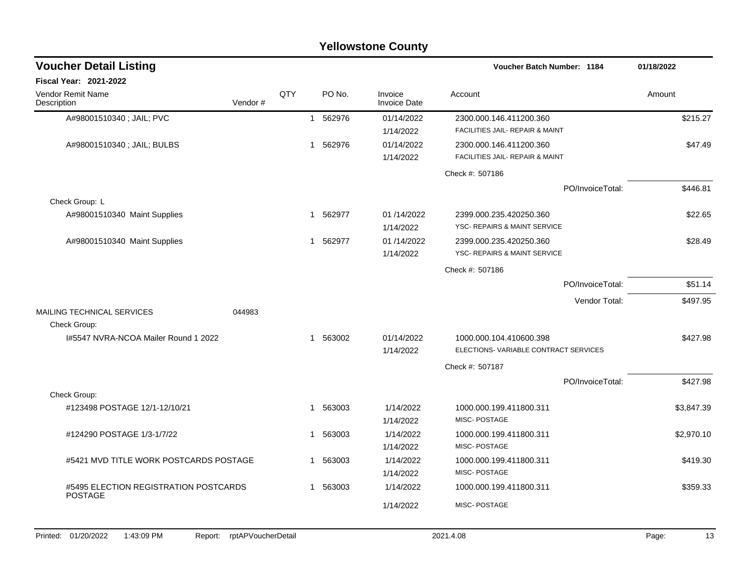# Yellowstone County

## Voucher Detail Listing

Voucher Batch Number: 1184 — 01/18/2022

**Fiscal Year: 2021-2022**

| Vendor Remit Name / Description | Vendor # | QTY | PO No. | Invoice / Invoice Date | Account | Amount |
|---|---|---|---|---|---|---|
| A#98001510340 ; JAIL; PVC | | 1 | 562976 | 01/14/2022<br>1/14/2022 | 2300.000.146.411200.360<br>FACILITIES JAIL- REPAIR & MAINT | $215.27 |
| A#98001510340 ; JAIL; BULBS | | 1 | 562976 | 01/14/2022<br>1/14/2022 | 2300.000.146.411200.360<br>FACILITIES JAIL- REPAIR & MAINT | $47.49 |
| | | | | | Check #: 507186 | |
| | | | | | PO/InvoiceTotal: | $446.81 |
| Check Group: L | | | | | | |
| A#98001510340 Maint Supplies | | 1 | 562977 | 01 /14/2022<br>1/14/2022 | 2399.000.235.420250.360<br>YSC- REPAIRS & MAINT SERVICE | $22.65 |
| A#98001510340 Maint Supplies | | 1 | 562977 | 01 /14/2022<br>1/14/2022 | 2399.000.235.420250.360<br>YSC- REPAIRS & MAINT SERVICE | $28.49 |
| | | | | | Check #: 507186 | |
| | | | | | PO/InvoiceTotal: | $51.14 |
| | | | | | Vendor Total: | $497.95 |
| MAILING TECHNICAL SERVICES | 044983 | | | | | |
| Check Group: | | | | | | |
| I#5547 NVRA-NCOA Mailer Round 1 2022 | | 1 | 563002 | 01/14/2022<br>1/14/2022 | 1000.000.104.410600.398<br>ELECTIONS- VARIABLE CONTRACT SERVICES | $427.98 |
| | | | | | Check #: 507187 | |
| | | | | | PO/InvoiceTotal: | $427.98 |
| Check Group: | | | | | | |
| #123498 POSTAGE 12/1-12/10/21 | | 1 | 563003 | 1/14/2022<br>1/14/2022 | 1000.000.199.411800.311<br>MISC- POSTAGE | $3,847.39 |
| #124290 POSTAGE 1/3-1/7/22 | | 1 | 563003 | 1/14/2022<br>1/14/2022 | 1000.000.199.411800.311<br>MISC- POSTAGE | $2,970.10 |
| #5421 MVD TITLE WORK POSTCARDS POSTAGE | | 1 | 563003 | 1/14/2022<br>1/14/2022 | 1000.000.199.411800.311<br>MISC- POSTAGE | $419.30 |
| #5495 ELECTION REGISTRATION POSTCARDS POSTAGE | | 1 | 563003 | 1/14/2022<br>1/14/2022 | 1000.000.199.411800.311<br>MISC- POSTAGE | $359.33 |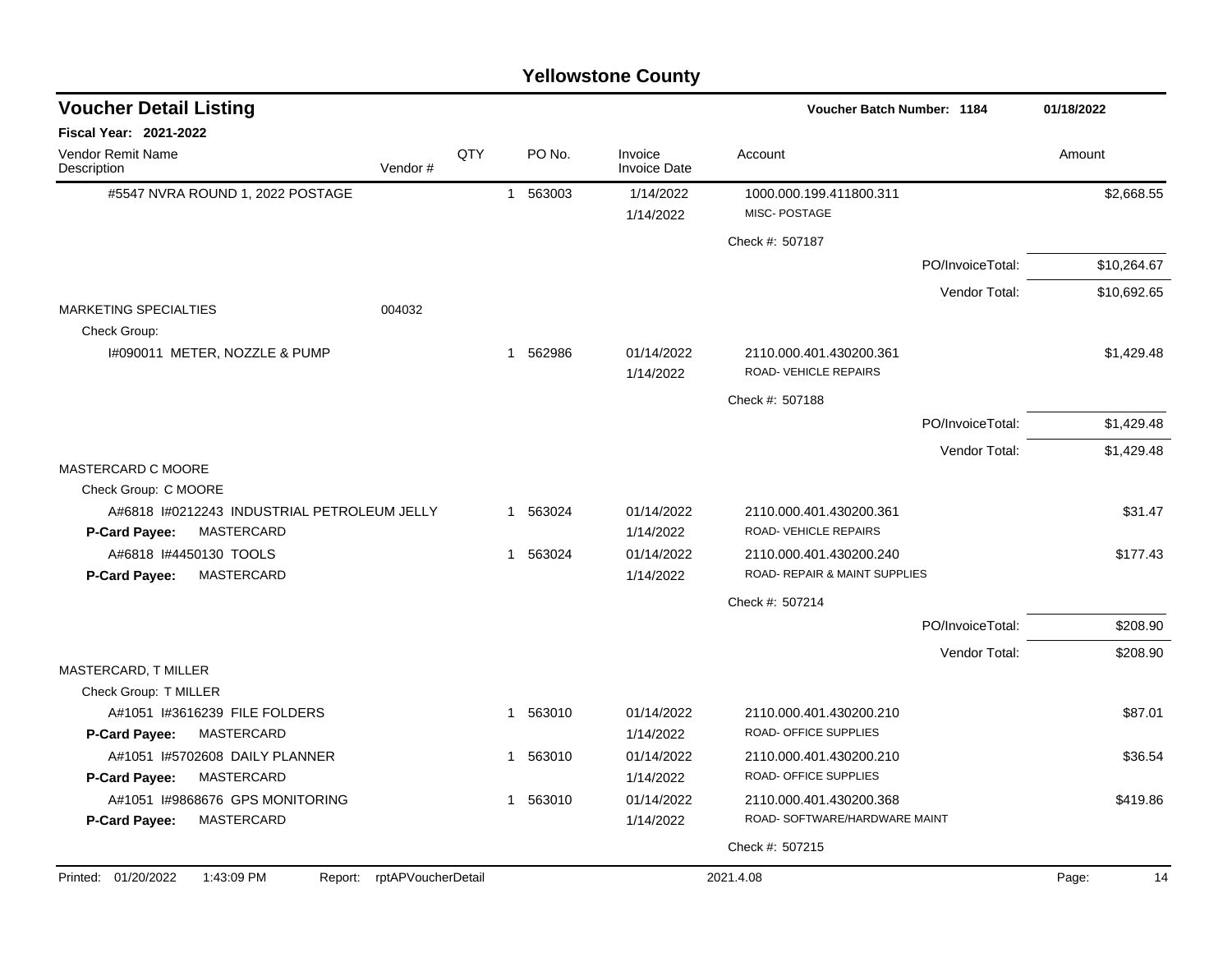# Yellowstone County

## Voucher Detail Listing

**Voucher Batch Number: 1184** — 01/18/2022

**Fiscal Year: 2021-2022**

| Vendor Remit Name / Description | Vendor # | QTY | PO No. | Invoice / Invoice Date | Account | Amount |
|---|---|---|---|---|---|---|
| #5547 NVRA ROUND 1, 2022 POSTAGE | | 1 | 563003 | 1/14/2022 / 1/14/2022 | 1000.000.199.411800.311 MISC- POSTAGE | $2,668.55 |
| | | | | | Check #: 507187 | |
| | | | | | PO/InvoiceTotal: | $10,264.67 |
| | | | | | Vendor Total: | $10,692.65 |
| MARKETING SPECIALTIES | 004032 | | | | | |
| Check Group: | | | | | | |
| I#090011 METER, NOZZLE & PUMP | | 1 | 562986 | 01/14/2022 / 1/14/2022 | 2110.000.401.430200.361 ROAD- VEHICLE REPAIRS | $1,429.48 |
| | | | | | Check #: 507188 | |
| | | | | | PO/InvoiceTotal: | $1,429.48 |
| | | | | | Vendor Total: | $1,429.48 |
| MASTERCARD C MOORE | | | | | | |
| Check Group: C MOORE | | | | | | |
| A#6818 I#0212243 INDUSTRIAL PETROLEUM JELLY | | 1 | 563024 | 01/14/2022 / 1/14/2022 | 2110.000.401.430200.361 ROAD- VEHICLE REPAIRS | $31.47 |
| **P-Card Payee:** MASTERCARD | | | | | | |
| A#6818 I#4450130 TOOLS | | 1 | 563024 | 01/14/2022 / 1/14/2022 | 2110.000.401.430200.240 ROAD- REPAIR & MAINT SUPPLIES | $177.43 |
| **P-Card Payee:** MASTERCARD | | | | | | |
| | | | | | Check #: 507214 | |
| | | | | | PO/InvoiceTotal: | $208.90 |
| | | | | | Vendor Total: | $208.90 |
| MASTERCARD, T MILLER | | | | | | |
| Check Group: T MILLER | | | | | | |
| A#1051 I#3616239 FILE FOLDERS | | 1 | 563010 | 01/14/2022 / 1/14/2022 | 2110.000.401.430200.210 ROAD- OFFICE SUPPLIES | $87.01 |
| **P-Card Payee:** MASTERCARD | | | | | | |
| A#1051 I#5702608 DAILY PLANNER | | 1 | 563010 | 01/14/2022 / 1/14/2022 | 2110.000.401.430200.210 ROAD- OFFICE SUPPLIES | $36.54 |
| **P-Card Payee:** MASTERCARD | | | | | | |
| A#1051 I#9868676 GPS MONITORING | | 1 | 563010 | 01/14/2022 / 1/14/2022 | 2110.000.401.430200.368 ROAD- SOFTWARE/HARDWARE MAINT | $419.86 |
| **P-Card Payee:** MASTERCARD | | | | | | |
| | | | | | Check #: 507215 | |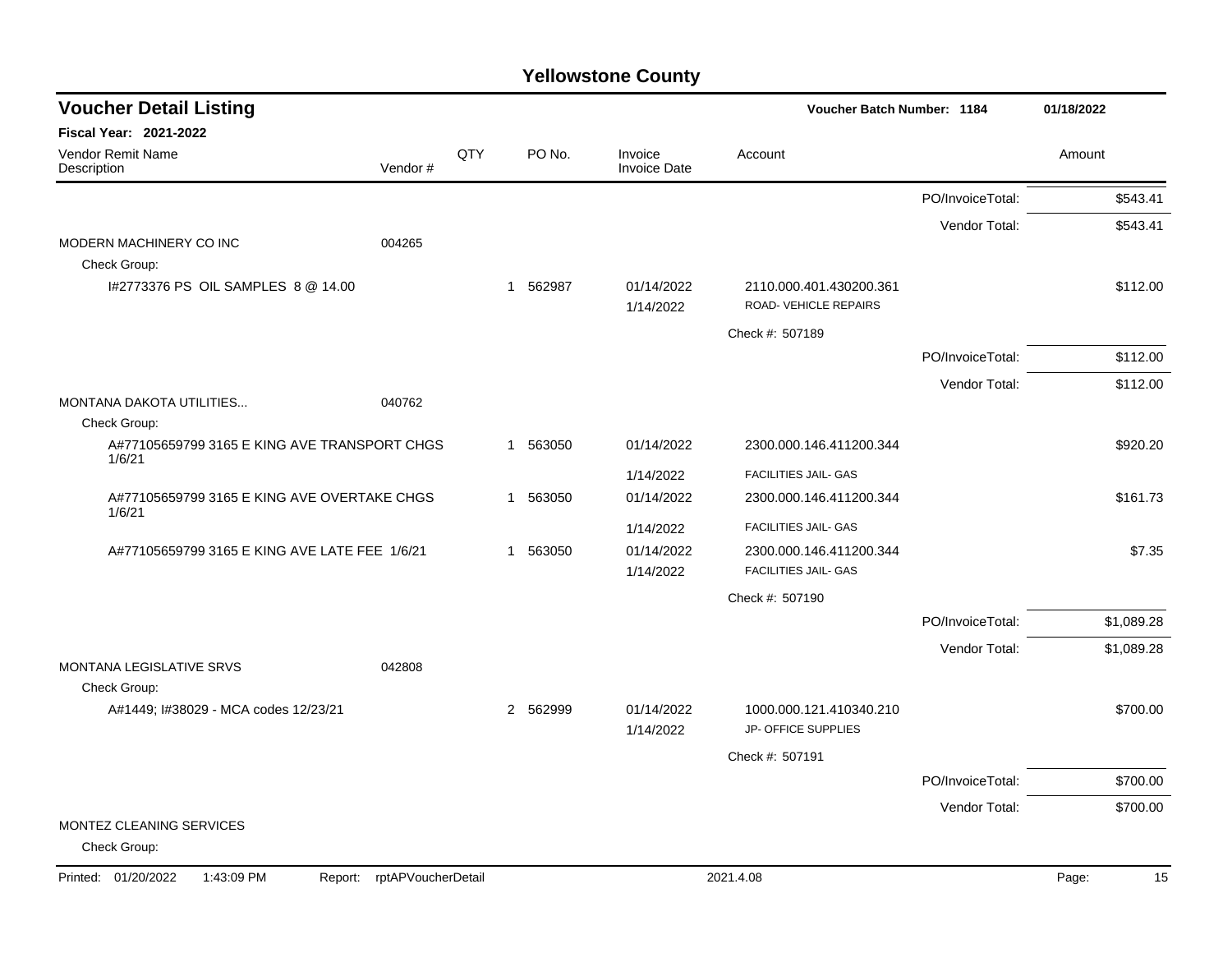# Yellowstone County

## Voucher Detail Listing

**Voucher Batch Number: 1184** | **01/18/2022**

**Fiscal Year: 2021-2022**

| Vendor Remit Name / Description | Vendor # | QTY | PO No. | Invoice / Invoice Date | Account | | Amount |
|---|---|---|---|---|---|---|---|
| | | | | | | PO/InvoiceTotal: | $543.41 |
| | | | | | | Vendor Total: | $543.41 |
| MODERN MACHINERY CO INC | 004265 | | | | | | |
| Check Group: | | | | | | | |
| I#2773376 PS OIL SAMPLES 8 @ 14.00 | | 1 | 562987 | 01/14/2022<br>1/14/2022 | 2110.000.401.430200.361<br>ROAD- VEHICLE REPAIRS | | $112.00 |
| | | | | | Check #: 507189 | | |
| | | | | | | PO/InvoiceTotal: | $112.00 |
| | | | | | | Vendor Total: | $112.00 |
| MONTANA DAKOTA UTILITIES... | 040762 | | | | | | |
| Check Group: | | | | | | | |
| A#77105659799 3165 E KING AVE TRANSPORT CHGS 1/6/21 | | 1 | 563050 | 01/14/2022<br>1/14/2022 | 2300.000.146.411200.344<br>FACILITIES JAIL- GAS | | $920.20 |
| A#77105659799 3165 E KING AVE OVERTAKE CHGS 1/6/21 | | 1 | 563050 | 01/14/2022<br>1/14/2022 | 2300.000.146.411200.344<br>FACILITIES JAIL- GAS | | $161.73 |
| A#77105659799 3165 E KING AVE LATE FEE 1/6/21 | | 1 | 563050 | 01/14/2022<br>1/14/2022 | 2300.000.146.411200.344<br>FACILITIES JAIL- GAS | | $7.35 |
| | | | | | Check #: 507190 | | |
| | | | | | | PO/InvoiceTotal: | $1,089.28 |
| | | | | | | Vendor Total: | $1,089.28 |
| MONTANA LEGISLATIVE SRVS | 042808 | | | | | | |
| Check Group: | | | | | | | |
| A#1449; I#38029 - MCA codes 12/23/21 | | 2 | 562999 | 01/14/2022<br>1/14/2022 | 1000.000.121.410340.210<br>JP- OFFICE SUPPLIES | | $700.00 |
| | | | | | Check #: 507191 | | |
| | | | | | | PO/InvoiceTotal: | $700.00 |
| | | | | | | Vendor Total: | $700.00 |
| MONTEZ CLEANING SERVICES | | | | | | | |
| Check Group: | | | | | | | |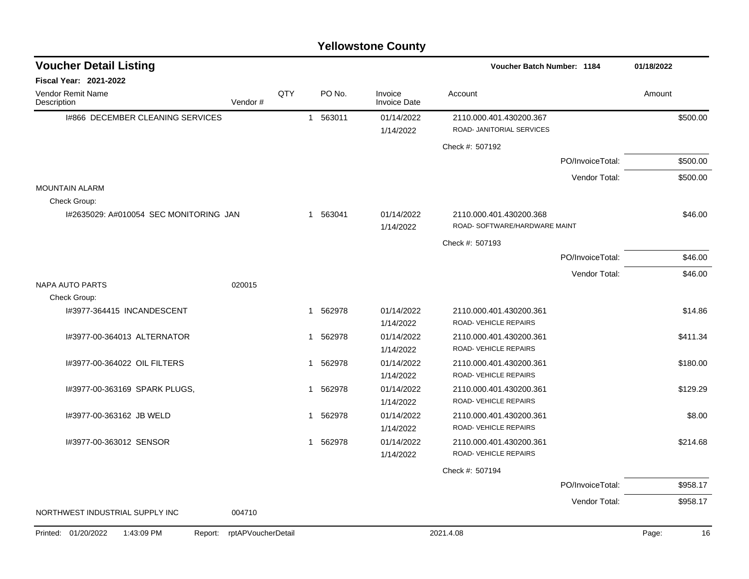# Yellowstone County

## Voucher Detail Listing

**Voucher Batch Number: 1184** — 01/18/2022

**Fiscal Year: 2021-2022**

| Vendor Remit Name / Description | Vendor # | QTY | PO No. | Invoice / Invoice Date | Account | Amount |
|---|---|---|---|---|---|---|
| I#866 DECEMBER CLEANING SERVICES | | 1 | 563011 | 01/14/2022<br>1/14/2022 | 2110.000.401.430200.367<br>ROAD- JANITORIAL SERVICES | $500.00 |
| | | | | | Check #: 507192 | |
| | | | | | PO/InvoiceTotal: | $500.00 |
| | | | | | Vendor Total: | $500.00 |
| MOUNTAIN ALARM | | | | | | |
| Check Group: | | | | | | |
| I#2635029: A#010054 SEC MONITORING JAN | | 1 | 563041 | 01/14/2022<br>1/14/2022 | 2110.000.401.430200.368<br>ROAD- SOFTWARE/HARDWARE MAINT | $46.00 |
| | | | | | Check #: 507193 | |
| | | | | | PO/InvoiceTotal: | $46.00 |
| | | | | | Vendor Total: | $46.00 |
| NAPA AUTO PARTS | 020015 | | | | | |
| Check Group: | | | | | | |
| I#3977-364415 INCANDESCENT | | 1 | 562978 | 01/14/2022<br>1/14/2022 | 2110.000.401.430200.361<br>ROAD- VEHICLE REPAIRS | $14.86 |
| I#3977-00-364013 ALTERNATOR | | 1 | 562978 | 01/14/2022<br>1/14/2022 | 2110.000.401.430200.361<br>ROAD- VEHICLE REPAIRS | $411.34 |
| I#3977-00-364022 OIL FILTERS | | 1 | 562978 | 01/14/2022<br>1/14/2022 | 2110.000.401.430200.361<br>ROAD- VEHICLE REPAIRS | $180.00 |
| I#3977-00-363169 SPARK PLUGS, | | 1 | 562978 | 01/14/2022<br>1/14/2022 | 2110.000.401.430200.361<br>ROAD- VEHICLE REPAIRS | $129.29 |
| I#3977-00-363162 JB WELD | | 1 | 562978 | 01/14/2022<br>1/14/2022 | 2110.000.401.430200.361<br>ROAD- VEHICLE REPAIRS | $8.00 |
| I#3977-00-363012 SENSOR | | 1 | 562978 | 01/14/2022<br>1/14/2022 | 2110.000.401.430200.361<br>ROAD- VEHICLE REPAIRS | $214.68 |
| | | | | | Check #: 507194 | |
| | | | | | PO/InvoiceTotal: | $958.17 |
| | | | | | Vendor Total: | $958.17 |
| NORTHWEST INDUSTRIAL SUPPLY INC | 004710 | | | | | |

Printed: 01/20/2022 1:43:09 PM Report: rptAPVoucherDetail 2021.4.08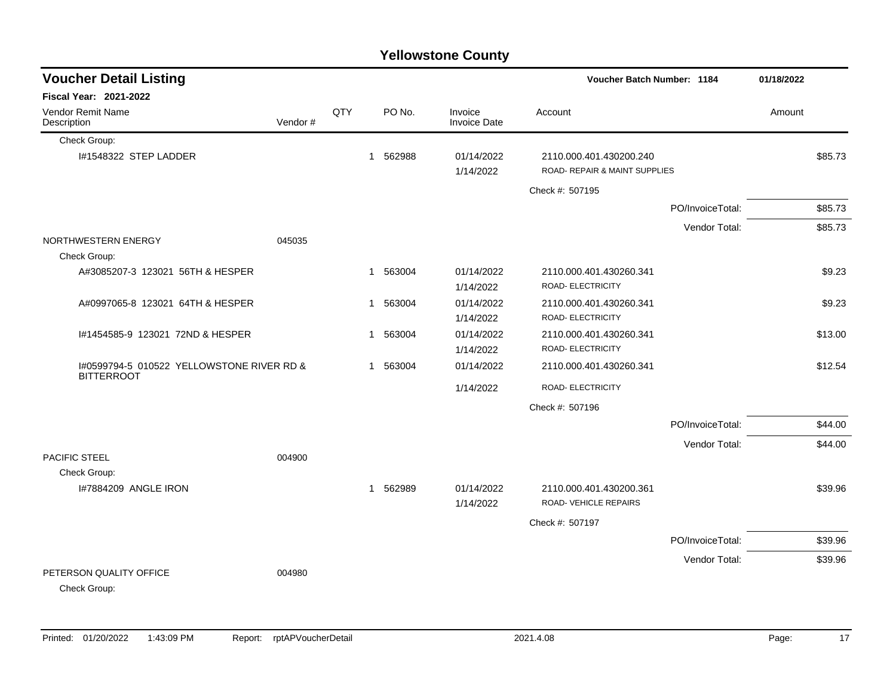# Yellowstone County

## Voucher Detail Listing

**Voucher Batch Number: 1184** 01/18/2022

**Fiscal Year: 2021-2022**

| Vendor Remit Name / Description | Vendor # | QTY | PO No. | Invoice / Invoice Date | Account | Amount |
|---|---|---|---|---|---|---|
| Check Group: | | | | | | |
| I#1548322 STEP LADDER | | 1 | 562988 | 01/14/2022<br>1/14/2022 | 2110.000.401.430200.240<br>ROAD- REPAIR & MAINT SUPPLIES | $85.73 |
| | | | | | Check #: 507195 | |
| | | | | | PO/InvoiceTotal: | $85.73 |
| | | | | | Vendor Total: | $85.73 |
| NORTHWESTERN ENERGY | 045035 | | | | | |
| Check Group: | | | | | | |
| A#3085207-3 123021 56TH & HESPER | | 1 | 563004 | 01/14/2022<br>1/14/2022 | 2110.000.401.430260.341<br>ROAD- ELECTRICITY | $9.23 |
| A#0997065-8 123021 64TH & HESPER | | 1 | 563004 | 01/14/2022<br>1/14/2022 | 2110.000.401.430260.341<br>ROAD- ELECTRICITY | $9.23 |
| I#1454585-9 123021 72ND & HESPER | | 1 | 563004 | 01/14/2022<br>1/14/2022 | 2110.000.401.430260.341<br>ROAD- ELECTRICITY | $13.00 |
| I#0599794-5 010522 YELLOWSTONE RIVER RD & BITTERROOT | | 1 | 563004 | 01/14/2022<br>1/14/2022 | 2110.000.401.430260.341<br>ROAD- ELECTRICITY | $12.54 |
| | | | | | Check #: 507196 | |
| | | | | | PO/InvoiceTotal: | $44.00 |
| | | | | | Vendor Total: | $44.00 |
| PACIFIC STEEL | 004900 | | | | | |
| Check Group: | | | | | | |
| I#7884209 ANGLE IRON | | 1 | 562989 | 01/14/2022<br>1/14/2022 | 2110.000.401.430200.361<br>ROAD- VEHICLE REPAIRS | $39.96 |
| | | | | | Check #: 507197 | |
| | | | | | PO/InvoiceTotal: | $39.96 |
| | | | | | Vendor Total: | $39.96 |
| PETERSON QUALITY OFFICE | 004980 | | | | | |
| Check Group: | | | | | | |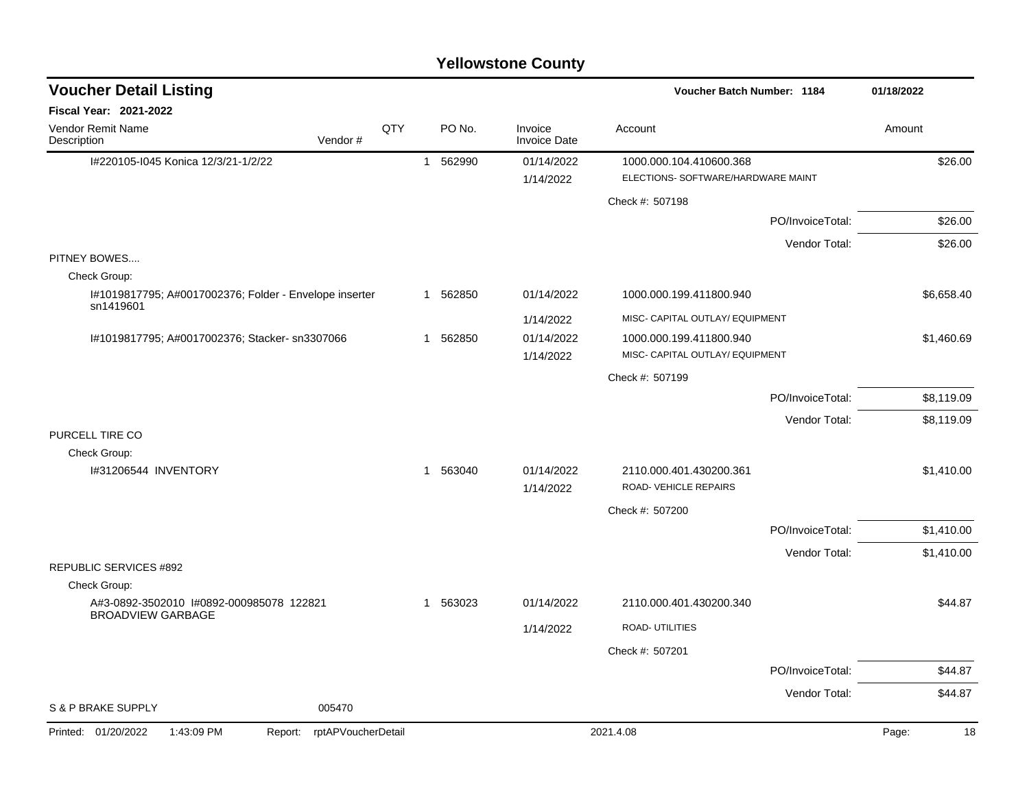# Yellowstone County

## Voucher Detail Listing

**Voucher Batch Number: 1184** — 01/18/2022

**Fiscal Year: 2021-2022**

| Vendor Remit Name / Description | Vendor # | QTY | PO No. | Invoice / Invoice Date | Account | Amount |
|---|---|---|---|---|---|---|
| I#220105-I045 Konica 12/3/21-1/2/22 | | 1 | 562990 | 01/14/2022 / 1/14/2022 | 1000.000.104.410600.368 ELECTIONS- SOFTWARE/HARDWARE MAINT | $26.00 |
| | | | | | Check #: 507198 | |
| | | | | | PO/InvoiceTotal: | $26.00 |
| | | | | | Vendor Total: | $26.00 |
| PITNEY BOWES.... | | | | | | |
| Check Group: | | | | | | |
| I#1019817795; A#0017002376; Folder - Envelope inserter sn1419601 | | 1 | 562850 | 01/14/2022 / 1/14/2022 | 1000.000.199.411800.940 MISC- CAPITAL OUTLAY/ EQUIPMENT | $6,658.40 |
| I#1019817795; A#0017002376; Stacker- sn3307066 | | 1 | 562850 | 01/14/2022 / 1/14/2022 | 1000.000.199.411800.940 MISC- CAPITAL OUTLAY/ EQUIPMENT | $1,460.69 |
| | | | | | Check #: 507199 | |
| | | | | | PO/InvoiceTotal: | $8,119.09 |
| | | | | | Vendor Total: | $8,119.09 |
| PURCELL TIRE CO | | | | | | |
| Check Group: | | | | | | |
| I#31206544 INVENTORY | | 1 | 563040 | 01/14/2022 / 1/14/2022 | 2110.000.401.430200.361 ROAD- VEHICLE REPAIRS | $1,410.00 |
| | | | | | Check #: 507200 | |
| | | | | | PO/InvoiceTotal: | $1,410.00 |
| | | | | | Vendor Total: | $1,410.00 |
| REPUBLIC SERVICES #892 | | | | | | |
| Check Group: | | | | | | |
| A#3-0892-3502010 I#0892-000985078 122821 BROADVIEW GARBAGE | | 1 | 563023 | 01/14/2022 / 1/14/2022 | 2110.000.401.430200.340 ROAD- UTILITIES | $44.87 |
| | | | | | Check #: 507201 | |
| | | | | | PO/InvoiceTotal: | $44.87 |
| | | | | | Vendor Total: | $44.87 |
| S & P BRAKE SUPPLY | 005470 | | | | | |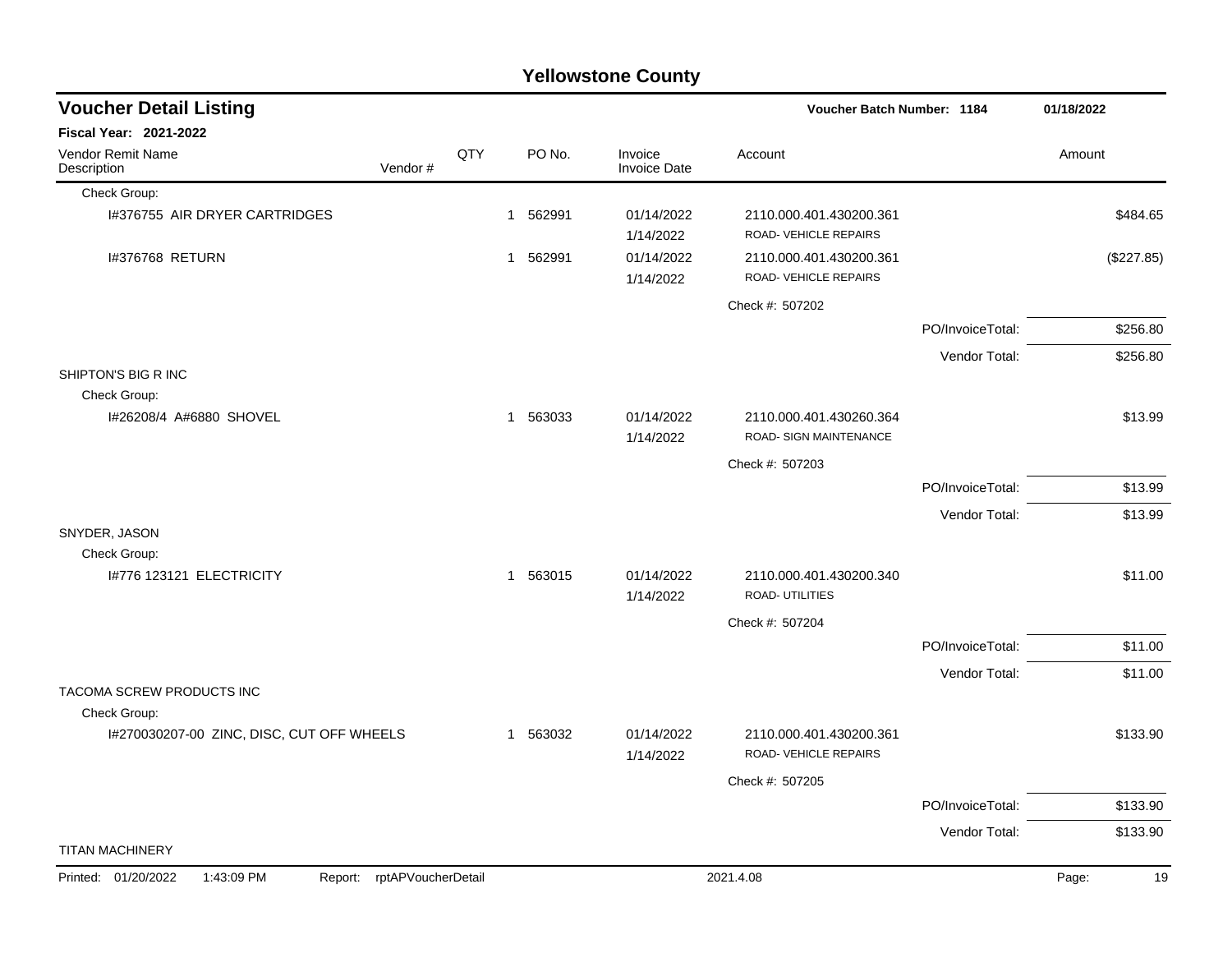# Yellowstone County

## Voucher Detail Listing

**Voucher Batch Number: 1184** 01/18/2022

**Fiscal Year: 2021-2022**

| Vendor Remit Name / Description | Vendor # | QTY | PO No. | Invoice / Invoice Date | Account | | Amount |
|---|---|---|---|---|---|---|---|
| Check Group: | | | | | | | |
| I#376755 AIR DRYER CARTRIDGES | | 1 | 562991 | 01/14/2022 1/14/2022 | 2110.000.401.430200.361 ROAD- VEHICLE REPAIRS | | $484.65 |
| I#376768 RETURN | | 1 | 562991 | 01/14/2022 1/14/2022 | 2110.000.401.430200.361 ROAD- VEHICLE REPAIRS | | ($227.85) |
| | | | | | Check #: 507202 | | |
| | | | | | | PO/InvoiceTotal: | $256.80 |
| | | | | | | Vendor Total: | $256.80 |
| SHIPTON'S BIG R INC | | | | | | | |
| Check Group: | | | | | | | |
| I#26208/4 A#6880 SHOVEL | | 1 | 563033 | 01/14/2022 1/14/2022 | 2110.000.401.430260.364 ROAD- SIGN MAINTENANCE | | $13.99 |
| | | | | | Check #: 507203 | | |
| | | | | | | PO/InvoiceTotal: | $13.99 |
| | | | | | | Vendor Total: | $13.99 |
| SNYDER, JASON | | | | | | | |
| Check Group: | | | | | | | |
| I#776 123121 ELECTRICITY | | 1 | 563015 | 01/14/2022 1/14/2022 | 2110.000.401.430200.340 ROAD- UTILITIES | | $11.00 |
| | | | | | Check #: 507204 | | |
| | | | | | | PO/InvoiceTotal: | $11.00 |
| | | | | | | Vendor Total: | $11.00 |
| TACOMA SCREW PRODUCTS INC | | | | | | | |
| Check Group: | | | | | | | |
| I#270030207-00 ZINC, DISC, CUT OFF WHEELS | | 1 | 563032 | 01/14/2022 1/14/2022 | 2110.000.401.430200.361 ROAD- VEHICLE REPAIRS | | $133.90 |
| | | | | | Check #: 507205 | | |
| | | | | | | PO/InvoiceTotal: | $133.90 |
| | | | | | | Vendor Total: | $133.90 |
| TITAN MACHINERY | | | | | | | |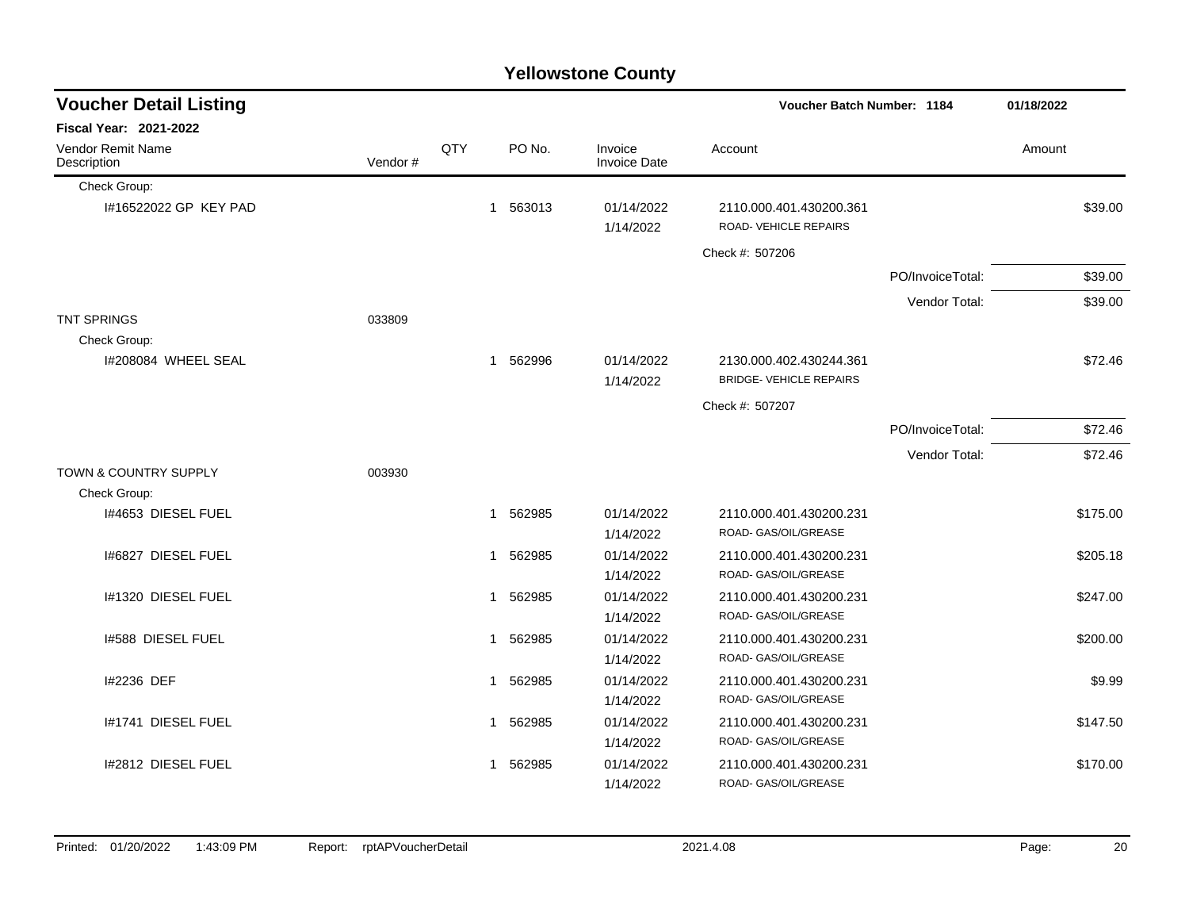# Yellowstone County

## Voucher Detail Listing

**Voucher Batch Number: 1184** — 01/18/2022

**Fiscal Year: 2021-2022**

| Vendor Remit Name / Description | Vendor # | QTY | PO No. | Invoice / Invoice Date | Account | | Amount |
|---|---|---|---|---|---|---|---|
| Check Group: | | | | | | | |
| I#16522022 GP KEY PAD | | 1 | 563013 | 01/14/2022 1/14/2022 | 2110.000.401.430200.361 ROAD- VEHICLE REPAIRS | | $39.00 |
| | | | | | Check #: 507206 | | |
| | | | | | | PO/InvoiceTotal: | $39.00 |
| | | | | | | Vendor Total: | $39.00 |
| TNT SPRINGS | 033809 | | | | | | |
| Check Group: | | | | | | | |
| I#208084 WHEEL SEAL | | 1 | 562996 | 01/14/2022 1/14/2022 | 2130.000.402.430244.361 BRIDGE- VEHICLE REPAIRS | | $72.46 |
| | | | | | Check #: 507207 | | |
| | | | | | | PO/InvoiceTotal: | $72.46 |
| | | | | | | Vendor Total: | $72.46 |
| TOWN & COUNTRY SUPPLY | 003930 | | | | | | |
| Check Group: | | | | | | | |
| I#4653 DIESEL FUEL | | 1 | 562985 | 01/14/2022 1/14/2022 | 2110.000.401.430200.231 ROAD- GAS/OIL/GREASE | | $175.00 |
| I#6827 DIESEL FUEL | | 1 | 562985 | 01/14/2022 1/14/2022 | 2110.000.401.430200.231 ROAD- GAS/OIL/GREASE | | $205.18 |
| I#1320 DIESEL FUEL | | 1 | 562985 | 01/14/2022 1/14/2022 | 2110.000.401.430200.231 ROAD- GAS/OIL/GREASE | | $247.00 |
| I#588 DIESEL FUEL | | 1 | 562985 | 01/14/2022 1/14/2022 | 2110.000.401.430200.231 ROAD- GAS/OIL/GREASE | | $200.00 |
| I#2236 DEF | | 1 | 562985 | 01/14/2022 1/14/2022 | 2110.000.401.430200.231 ROAD- GAS/OIL/GREASE | | $9.99 |
| I#1741 DIESEL FUEL | | 1 | 562985 | 01/14/2022 1/14/2022 | 2110.000.401.430200.231 ROAD- GAS/OIL/GREASE | | $147.50 |
| I#2812 DIESEL FUEL | | 1 | 562985 | 01/14/2022 1/14/2022 | 2110.000.401.430200.231 ROAD- GAS/OIL/GREASE | | $170.00 |

Printed: 01/20/2022 1:43:09 PM Report: rptAPVoucherDetail 2021.4.08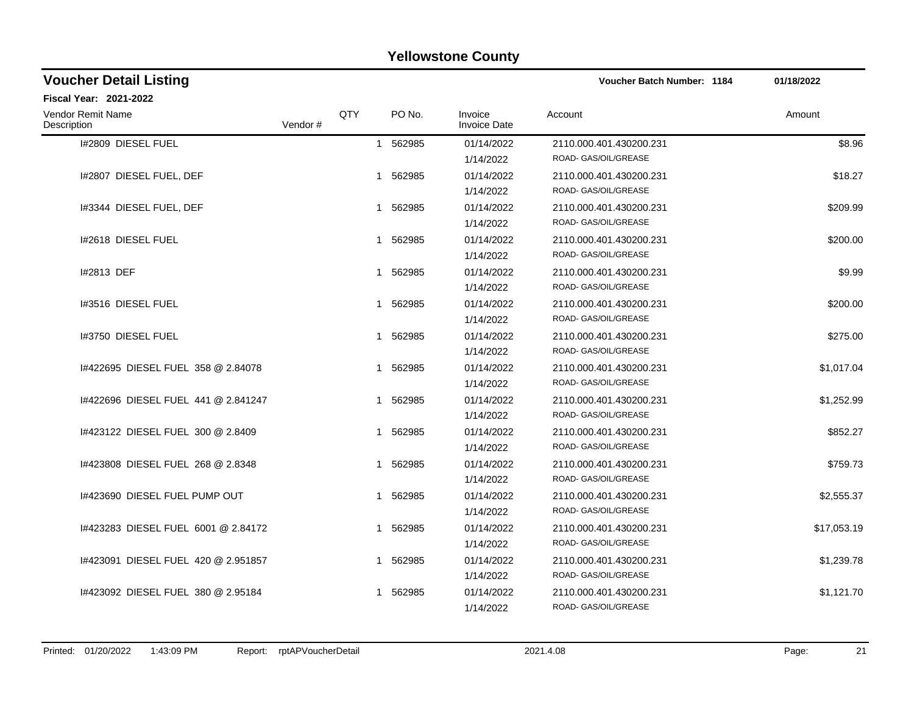# Yellowstone County

## Voucher Detail Listing

**Voucher Batch Number: 1184** 01/18/2022

**Fiscal Year: 2021-2022**

| Vendor Remit Name / Description | Vendor # | QTY | PO No. | Invoice / Invoice Date | Account | Amount |
|---|---|---|---|---|---|---|
| I#2809 DIESEL FUEL | | 1 | 562985 | 01/14/2022<br>1/14/2022 | 2110.000.401.430200.231<br>ROAD- GAS/OIL/GREASE | $8.96 |
| I#2807 DIESEL FUEL, DEF | | 1 | 562985 | 01/14/2022<br>1/14/2022 | 2110.000.401.430200.231<br>ROAD- GAS/OIL/GREASE | $18.27 |
| I#3344 DIESEL FUEL, DEF | | 1 | 562985 | 01/14/2022<br>1/14/2022 | 2110.000.401.430200.231<br>ROAD- GAS/OIL/GREASE | $209.99 |
| I#2618 DIESEL FUEL | | 1 | 562985 | 01/14/2022<br>1/14/2022 | 2110.000.401.430200.231<br>ROAD- GAS/OIL/GREASE | $200.00 |
| I#2813 DEF | | 1 | 562985 | 01/14/2022<br>1/14/2022 | 2110.000.401.430200.231<br>ROAD- GAS/OIL/GREASE | $9.99 |
| I#3516 DIESEL FUEL | | 1 | 562985 | 01/14/2022<br>1/14/2022 | 2110.000.401.430200.231<br>ROAD- GAS/OIL/GREASE | $200.00 |
| I#3750 DIESEL FUEL | | 1 | 562985 | 01/14/2022<br>1/14/2022 | 2110.000.401.430200.231<br>ROAD- GAS/OIL/GREASE | $275.00 |
| I#422695 DIESEL FUEL 358 @ 2.84078 | | 1 | 562985 | 01/14/2022<br>1/14/2022 | 2110.000.401.430200.231<br>ROAD- GAS/OIL/GREASE | $1,017.04 |
| I#422696 DIESEL FUEL 441 @ 2.841247 | | 1 | 562985 | 01/14/2022<br>1/14/2022 | 2110.000.401.430200.231<br>ROAD- GAS/OIL/GREASE | $1,252.99 |
| I#423122 DIESEL FUEL 300 @ 2.8409 | | 1 | 562985 | 01/14/2022<br>1/14/2022 | 2110.000.401.430200.231<br>ROAD- GAS/OIL/GREASE | $852.27 |
| I#423808 DIESEL FUEL 268 @ 2.8348 | | 1 | 562985 | 01/14/2022<br>1/14/2022 | 2110.000.401.430200.231<br>ROAD- GAS/OIL/GREASE | $759.73 |
| I#423690 DIESEL FUEL PUMP OUT | | 1 | 562985 | 01/14/2022<br>1/14/2022 | 2110.000.401.430200.231<br>ROAD- GAS/OIL/GREASE | $2,555.37 |
| I#423283 DIESEL FUEL 6001 @ 2.84172 | | 1 | 562985 | 01/14/2022<br>1/14/2022 | 2110.000.401.430200.231<br>ROAD- GAS/OIL/GREASE | $17,053.19 |
| I#423091 DIESEL FUEL 420 @ 2.951857 | | 1 | 562985 | 01/14/2022<br>1/14/2022 | 2110.000.401.430200.231<br>ROAD- GAS/OIL/GREASE | $1,239.78 |
| I#423092 DIESEL FUEL 380 @ 2.95184 | | 1 | 562985 | 01/14/2022<br>1/14/2022 | 2110.000.401.430200.231<br>ROAD- GAS/OIL/GREASE | $1,121.70 |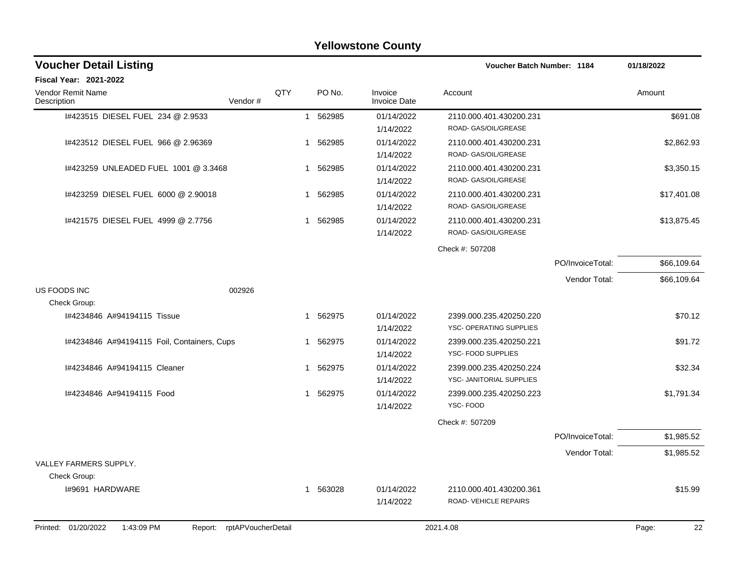# Yellowstone County

## Voucher Detail Listing

**Voucher Batch Number: 1184** | **01/18/2022**

**Fiscal Year: 2021-2022**

| Vendor Remit Name / Description | Vendor # | QTY | PO No. | Invoice / Invoice Date | Account | Amount |
|---|---|---|---|---|---|---|
| I#423515 DIESEL FUEL 234 @ 2.9533 | | 1 | 562985 | 01/14/2022 1/14/2022 | 2110.000.401.430200.231 ROAD- GAS/OIL/GREASE | $691.08 |
| I#423512 DIESEL FUEL 966 @ 2.96369 | | 1 | 562985 | 01/14/2022 1/14/2022 | 2110.000.401.430200.231 ROAD- GAS/OIL/GREASE | $2,862.93 |
| I#423259 UNLEADED FUEL 1001 @ 3.3468 | | 1 | 562985 | 01/14/2022 1/14/2022 | 2110.000.401.430200.231 ROAD- GAS/OIL/GREASE | $3,350.15 |
| I#423259 DIESEL FUEL 6000 @ 2.90018 | | 1 | 562985 | 01/14/2022 1/14/2022 | 2110.000.401.430200.231 ROAD- GAS/OIL/GREASE | $17,401.08 |
| I#421575 DIESEL FUEL 4999 @ 2.7756 | | 1 | 562985 | 01/14/2022 1/14/2022 | 2110.000.401.430200.231 ROAD- GAS/OIL/GREASE | $13,875.45 |
| | | | | | Check #: 507208 | |
| | | | | | PO/InvoiceTotal: | $66,109.64 |
| | | | | | Vendor Total: | $66,109.64 |
| US FOODS INC | 002926 | | | | | |
| Check Group: | | | | | | |
| I#4234846 A#94194115 Tissue | | 1 | 562975 | 01/14/2022 1/14/2022 | 2399.000.235.420250.220 YSC- OPERATING SUPPLIES | $70.12 |
| I#4234846 A#94194115 Foil, Containers, Cups | | 1 | 562975 | 01/14/2022 1/14/2022 | 2399.000.235.420250.221 YSC- FOOD SUPPLIES | $91.72 |
| I#4234846 A#94194115 Cleaner | | 1 | 562975 | 01/14/2022 1/14/2022 | 2399.000.235.420250.224 YSC- JANITORIAL SUPPLIES | $32.34 |
| I#4234846 A#94194115 Food | | 1 | 562975 | 01/14/2022 1/14/2022 | 2399.000.235.420250.223 YSC- FOOD | $1,791.34 |
| | | | | | Check #: 507209 | |
| | | | | | PO/InvoiceTotal: | $1,985.52 |
| | | | | | Vendor Total: | $1,985.52 |
| VALLEY FARMERS SUPPLY. | | | | | | |
| Check Group: | | | | | | |
| I#9691 HARDWARE | | 1 | 563028 | 01/14/2022 1/14/2022 | 2110.000.401.430200.361 ROAD- VEHICLE REPAIRS | $15.99 |

Printed: 01/20/2022 1:43:09 PM Report: rptAPVoucherDetail 2021.4.08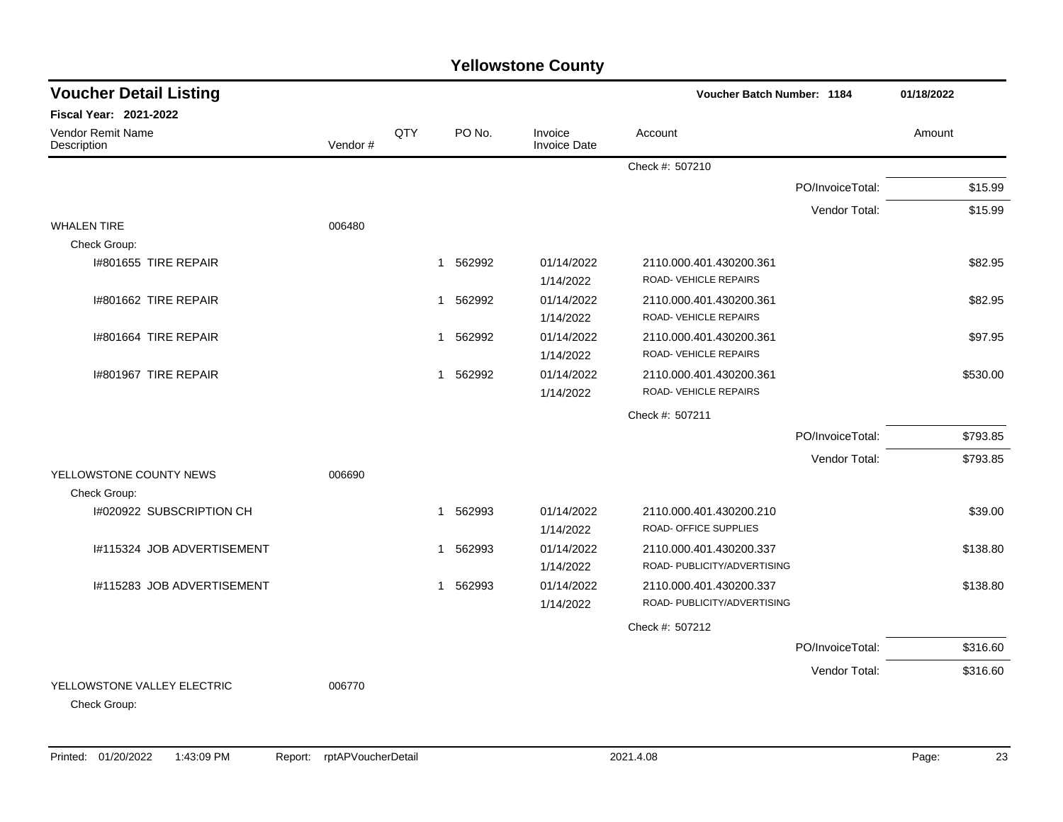# Yellowstone County

## Voucher Detail Listing

**Voucher Batch Number: 1184** — 01/18/2022

**Fiscal Year: 2021-2022**

| Vendor Remit Name / Description | Vendor # | QTY | PO No. | Invoice / Invoice Date | Account | Amount |
|---|---|---|---|---|---|---|
| | | | | | Check #: 507210 | |
| | | | | | PO/InvoiceTotal: | $15.99 |
| | | | | | Vendor Total: | $15.99 |
| WHALEN TIRE | 006480 | | | | | |
| Check Group: | | | | | | |
| I#801655 TIRE REPAIR | | 1 | 562992 | 01/14/2022<br>1/14/2022 | 2110.000.401.430200.361<br>ROAD- VEHICLE REPAIRS | $82.95 |
| I#801662 TIRE REPAIR | | 1 | 562992 | 01/14/2022<br>1/14/2022 | 2110.000.401.430200.361<br>ROAD- VEHICLE REPAIRS | $82.95 |
| I#801664 TIRE REPAIR | | 1 | 562992 | 01/14/2022<br>1/14/2022 | 2110.000.401.430200.361<br>ROAD- VEHICLE REPAIRS | $97.95 |
| I#801967 TIRE REPAIR | | 1 | 562992 | 01/14/2022<br>1/14/2022 | 2110.000.401.430200.361<br>ROAD- VEHICLE REPAIRS | $530.00 |
| | | | | | Check #: 507211 | |
| | | | | | PO/InvoiceTotal: | $793.85 |
| | | | | | Vendor Total: | $793.85 |
| YELLOWSTONE COUNTY NEWS | 006690 | | | | | |
| Check Group: | | | | | | |
| I#020922 SUBSCRIPTION CH | | 1 | 562993 | 01/14/2022<br>1/14/2022 | 2110.000.401.430200.210<br>ROAD- OFFICE SUPPLIES | $39.00 |
| I#115324 JOB ADVERTISEMENT | | 1 | 562993 | 01/14/2022<br>1/14/2022 | 2110.000.401.430200.337<br>ROAD- PUBLICITY/ADVERTISING | $138.80 |
| I#115283 JOB ADVERTISEMENT | | 1 | 562993 | 01/14/2022<br>1/14/2022 | 2110.000.401.430200.337<br>ROAD- PUBLICITY/ADVERTISING | $138.80 |
| | | | | | Check #: 507212 | |
| | | | | | PO/InvoiceTotal: | $316.60 |
| | | | | | Vendor Total: | $316.60 |
| YELLOWSTONE VALLEY ELECTRIC | 006770 | | | | | |
| Check Group: | | | | | | |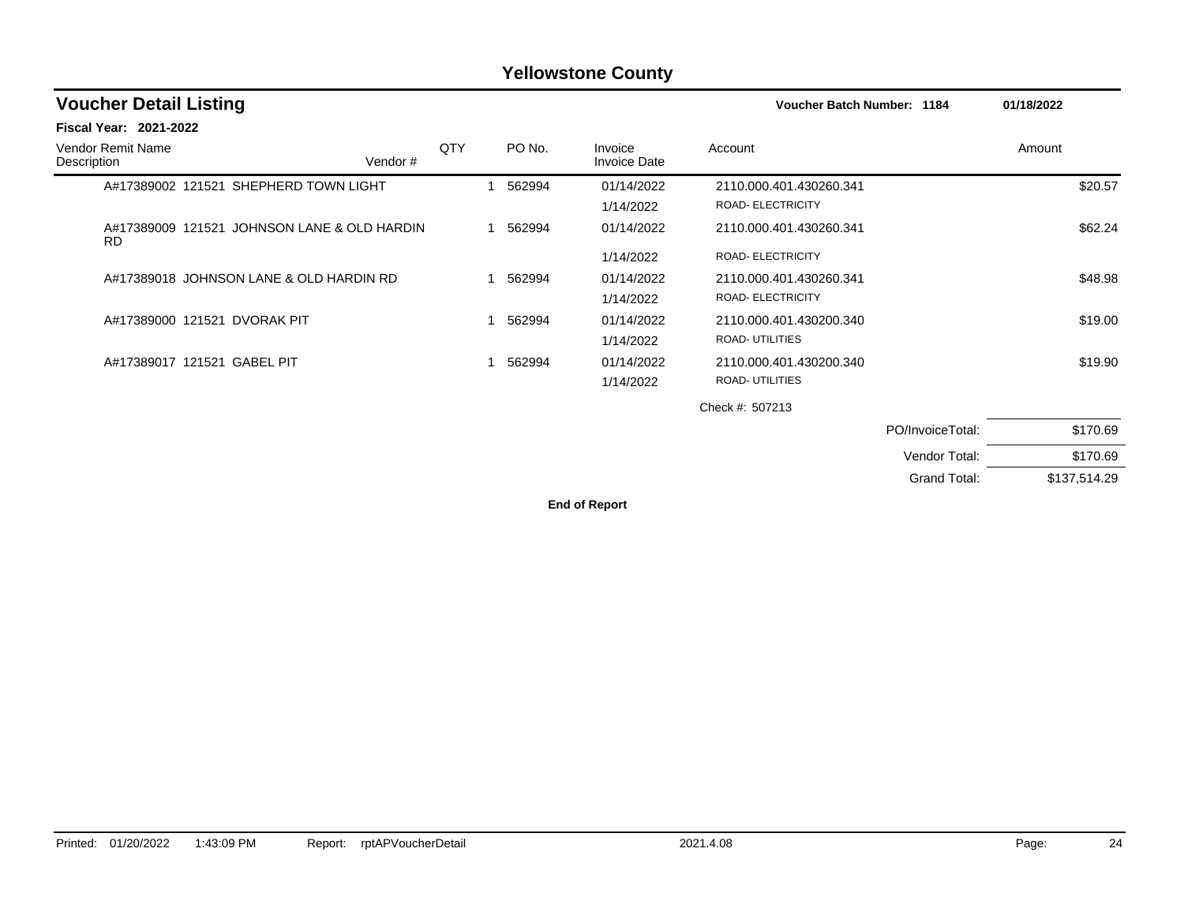## Yellowstone County

**Voucher Detail Listing** — Voucher Batch Number: 1184 — 01/18/2022

**Fiscal Year: 2021-2022**

| Vendor Remit Name / Description | Vendor # | QTY | PO No. | Invoice / Invoice Date | Account | Amount |
|---|---|---|---|---|---|---|
| A#17389002 121521 SHEPHERD TOWN LIGHT | | 1 | 562994 | 01/14/2022<br>1/14/2022 | 2110.000.401.430260.341<br>ROAD- ELECTRICITY | $20.57 |
| A#17389009 121521 JOHNSON LANE & OLD HARDIN RD | | 1 | 562994 | 01/14/2022<br>1/14/2022 | 2110.000.401.430260.341<br>ROAD- ELECTRICITY | $62.24 |
| A#17389018 JOHNSON LANE & OLD HARDIN RD | | 1 | 562994 | 01/14/2022<br>1/14/2022 | 2110.000.401.430260.341<br>ROAD- ELECTRICITY | $48.98 |
| A#17389000 121521 DVORAK PIT | | 1 | 562994 | 01/14/2022<br>1/14/2022 | 2110.000.401.430200.340<br>ROAD- UTILITIES | $19.00 |
| A#17389017 121521 GABEL PIT | | 1 | 562994 | 01/14/2022<br>1/14/2022 | 2110.000.401.430200.340<br>ROAD- UTILITIES | $19.90 |

Check #: 507213

| | |
|---|---|
| PO/InvoiceTotal: | $170.69 |
| Vendor Total: | $170.69 |
| Grand Total: | $137,514.29 |

**End of Report**

Printed: 01/20/2022 1:43:09 PM Report: rptAPVoucherDetail 2021.4.08